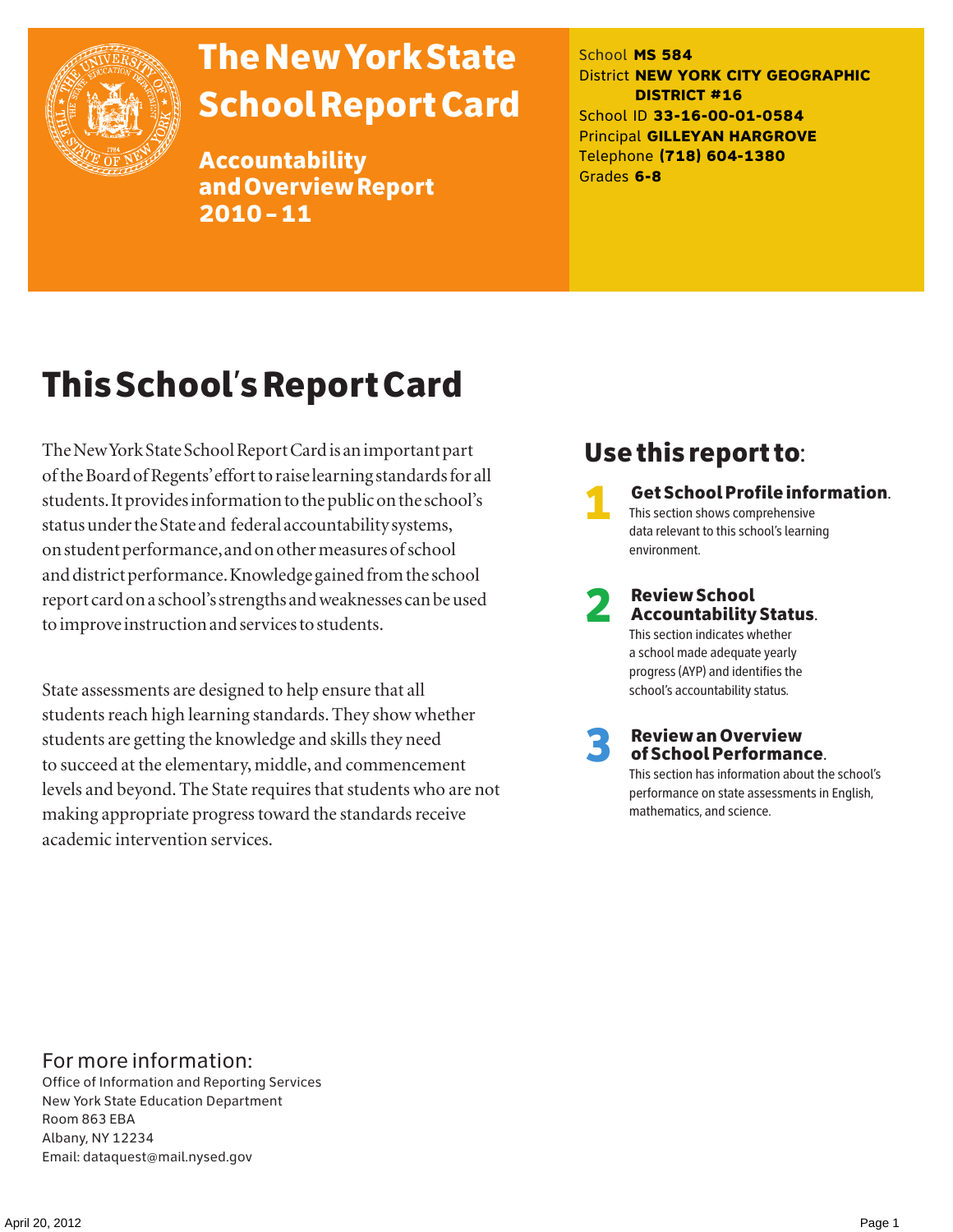# The New York State School Report Card

**Accountability and Overview Report 2010 – 11**

School **MS 584**
District **NEW YORK CITY GEOGRAPHIC DISTRICT #16**
School ID **33-16-00-01-0584**
Principal **GILLEYAN HARGROVE**
Telephone **(718) 604-1380**
Grades **6-8**

## This School's Report Card

The New York State School Report Card is an important part of the Board of Regents' effort to raise learning standards for all students. It provides information to the public on the school's status under the State and federal accountability systems, on student performance, and on other measures of school and district performance. Knowledge gained from the school report card on a school's strengths and weaknesses can be used to improve instruction and services to students.

State assessments are designed to help ensure that all students reach high learning standards. They show whether students are getting the knowledge and skills they need to succeed at the elementary, middle, and commencement levels and beyond. The State requires that students who are not making appropriate progress toward the standards receive academic intervention services.

### Use this report to:

1. **Get School Profile information.** This section shows comprehensive data relevant to this school's learning environment.
2. **Review School Accountability Status.** This section indicates whether a school made adequate yearly progress (AYP) and identifies the school's accountability status.
3. **Review an Overview of School Performance.** This section has information about the school's performance on state assessments in English, mathematics, and science.

For more information:
Office of Information and Reporting Services
New York State Education Department
Room 863 EBA
Albany, NY 12234
Email: dataquest@mail.nysed.gov

April 20, 2012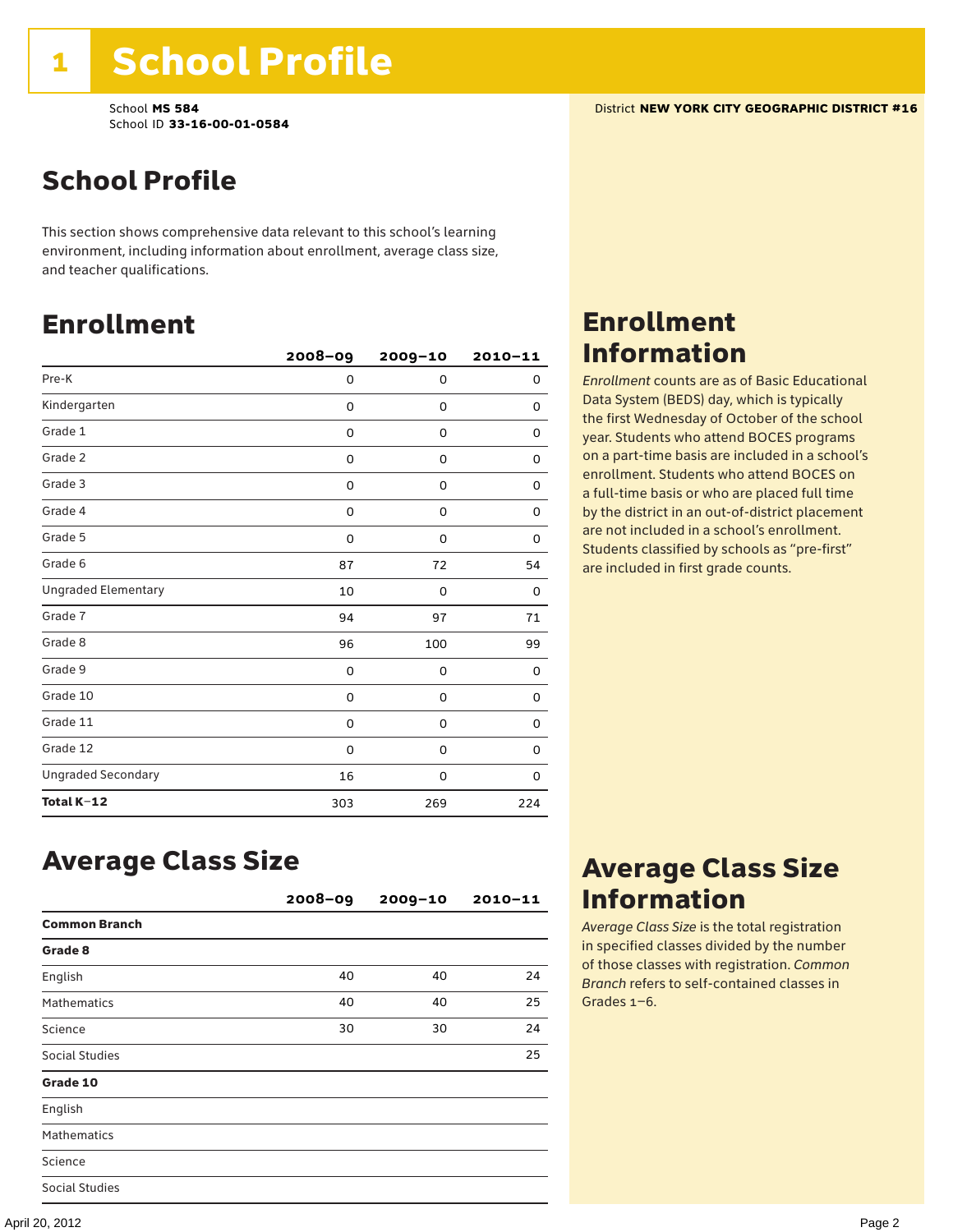# 1 School Profile

School **MS 584**
School ID **33-16-00-01-0584**

District **NEW YORK CITY GEOGRAPHIC DISTRICT #16**

## School Profile

This section shows comprehensive data relevant to this school's learning environment, including information about enrollment, average class size, and teacher qualifications.

## Enrollment

| | 2008–09 | 2009–10 | 2010–11 |
|---|---|---|---|
| Pre-K | 0 | 0 | 0 |
| Kindergarten | 0 | 0 | 0 |
| Grade 1 | 0 | 0 | 0 |
| Grade 2 | 0 | 0 | 0 |
| Grade 3 | 0 | 0 | 0 |
| Grade 4 | 0 | 0 | 0 |
| Grade 5 | 0 | 0 | 0 |
| Grade 6 | 87 | 72 | 54 |
| Ungraded Elementary | 10 | 0 | 0 |
| Grade 7 | 94 | 97 | 71 |
| Grade 8 | 96 | 100 | 99 |
| Grade 9 | 0 | 0 | 0 |
| Grade 10 | 0 | 0 | 0 |
| Grade 11 | 0 | 0 | 0 |
| Grade 12 | 0 | 0 | 0 |
| Ungraded Secondary | 16 | 0 | 0 |
| **Total K–12** | 303 | 269 | 224 |

## Enrollment Information

*Enrollment* counts are as of Basic Educational Data System (BEDS) day, which is typically the first Wednesday of October of the school year. Students who attend BOCES programs on a part-time basis are included in a school's enrollment. Students who attend BOCES on a full-time basis or who are placed full time by the district in an out-of-district placement are not included in a school's enrollment. Students classified by schools as "pre-first" are included in first grade counts.

## Average Class Size

| | 2008–09 | 2009–10 | 2010–11 |
|---|---|---|---|
| **Common Branch** | | | |
| **Grade 8** | | | |
| English | 40 | 40 | 24 |
| Mathematics | 40 | 40 | 25 |
| Science | 30 | 30 | 24 |
| Social Studies | | | 25 |
| **Grade 10** | | | |
| English | | | |
| Mathematics | | | |
| Science | | | |
| Social Studies | | | |

## Average Class Size Information

*Average Class Size* is the total registration in specified classes divided by the number of those classes with registration. *Common Branch* refers to self-contained classes in Grades 1–6.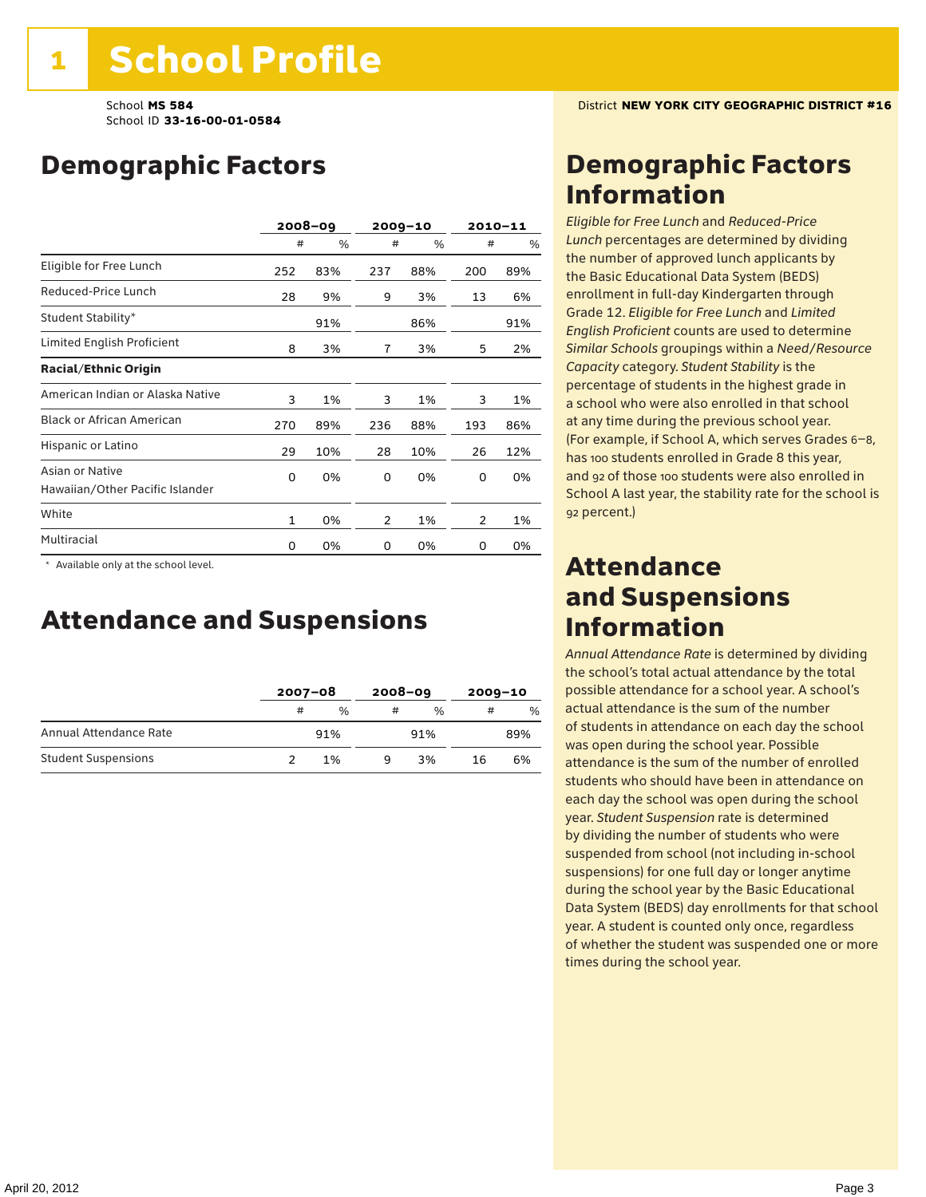# 1 School Profile

School **MS 584**
School ID **33-16-00-01-0584**

District **NEW YORK CITY GEOGRAPHIC DISTRICT #16**

## Demographic Factors

| | 2008–09 | | 2009–10 | | 2010–11 | |
|---|---|---|---|---|---|---|
| | # | % | # | % | # | % |
| Eligible for Free Lunch | 252 | 83% | 237 | 88% | 200 | 89% |
| Reduced-Price Lunch | 28 | 9% | 9 | 3% | 13 | 6% |
| Student Stability* | | 91% | | 86% | | 91% |
| Limited English Proficient | 8 | 3% | 7 | 3% | 5 | 2% |
| **Racial/Ethnic Origin** | | | | | | |
| American Indian or Alaska Native | 3 | 1% | 3 | 1% | 3 | 1% |
| Black or African American | 270 | 89% | 236 | 88% | 193 | 86% |
| Hispanic or Latino | 29 | 10% | 28 | 10% | 26 | 12% |
| Asian or Native Hawaiian/Other Pacific Islander | 0 | 0% | 0 | 0% | 0 | 0% |
| White | 1 | 0% | 2 | 1% | 2 | 1% |
| Multiracial | 0 | 0% | 0 | 0% | 0 | 0% |

\* Available only at the school level.

## Attendance and Suspensions

| | 2007–08 | | 2008–09 | | 2009–10 | |
|---|---|---|---|---|---|---|
| | # | % | # | % | # | % |
| Annual Attendance Rate | | 91% | | 91% | | 89% |
| Student Suspensions | 2 | 1% | 9 | 3% | 16 | 6% |

## Demographic Factors Information

*Eligible for Free Lunch* and *Reduced-Price Lunch* percentages are determined by dividing the number of approved lunch applicants by the Basic Educational Data System (BEDS) enrollment in full-day Kindergarten through Grade 12. *Eligible for Free Lunch* and *Limited English Proficient* counts are used to determine *Similar Schools* groupings within a *Need/Resource Capacity* category. *Student Stability* is the percentage of students in the highest grade in a school who were also enrolled in that school at any time during the previous school year. (For example, if School A, which serves Grades 6–8, has 100 students enrolled in Grade 8 this year, and 92 of those 100 students were also enrolled in School A last year, the stability rate for the school is 92 percent.)

## Attendance and Suspensions Information

*Annual Attendance Rate* is determined by dividing the school's total actual attendance by the total possible attendance for a school year. A school's actual attendance is the sum of the number of students in attendance on each day the school was open during the school year. Possible attendance is the sum of the number of enrolled students who should have been in attendance on each day the school was open during the school year. *Student Suspension* rate is determined by dividing the number of students who were suspended from school (not including in-school suspensions) for one full day or longer anytime during the school year by the Basic Educational Data System (BEDS) day enrollments for that school year. A student is counted only once, regardless of whether the student was suspended one or more times during the school year.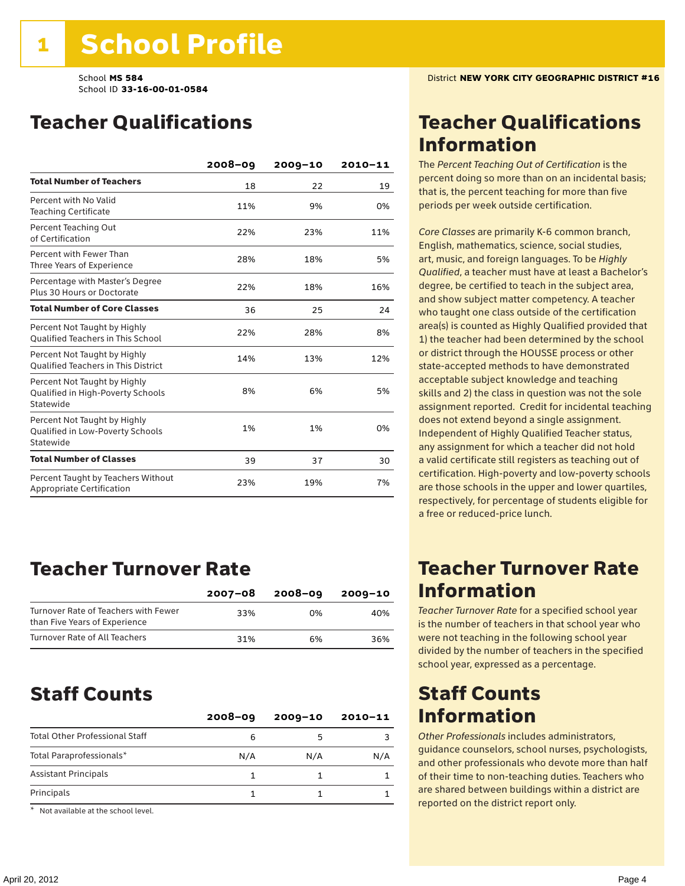# 1 School Profile

School **MS 584**
School ID **33-16-00-01-0584**

District **NEW YORK CITY GEOGRAPHIC DISTRICT #16**

## Teacher Qualifications

| | 2008–09 | 2009–10 | 2010–11 |
|---|---|---|---|
| **Total Number of Teachers** | 18 | 22 | 19 |
| Percent with No Valid Teaching Certificate | 11% | 9% | 0% |
| Percent Teaching Out of Certification | 22% | 23% | 11% |
| Percent with Fewer Than Three Years of Experience | 28% | 18% | 5% |
| Percentage with Master's Degree Plus 30 Hours or Doctorate | 22% | 18% | 16% |
| **Total Number of Core Classes** | 36 | 25 | 24 |
| Percent Not Taught by Highly Qualified Teachers in This School | 22% | 28% | 8% |
| Percent Not Taught by Highly Qualified Teachers in This District | 14% | 13% | 12% |
| Percent Not Taught by Highly Qualified in High-Poverty Schools Statewide | 8% | 6% | 5% |
| Percent Not Taught by Highly Qualified in Low-Poverty Schools Statewide | 1% | 1% | 0% |
| **Total Number of Classes** | 39 | 37 | 30 |
| Percent Taught by Teachers Without Appropriate Certification | 23% | 19% | 7% |

## Teacher Qualifications Information

The *Percent Teaching Out of Certification* is the percent doing so more than on an incidental basis; that is, the percent teaching for more than five periods per week outside certification.

*Core Classes* are primarily K-6 common branch, English, mathematics, science, social studies, art, music, and foreign languages. To be *Highly Qualified*, a teacher must have at least a Bachelor's degree, be certified to teach in the subject area, and show subject matter competency. A teacher who taught one class outside of the certification area(s) is counted as Highly Qualified provided that 1) the teacher had been determined by the school or district through the HOUSSE process or other state-accepted methods to have demonstrated acceptable subject knowledge and teaching skills and 2) the class in question was not the sole assignment reported. Credit for incidental teaching does not extend beyond a single assignment. Independent of Highly Qualified Teacher status, any assignment for which a teacher did not hold a valid certificate still registers as teaching out of certification. High-poverty and low-poverty schools are those schools in the upper and lower quartiles, respectively, for percentage of students eligible for a free or reduced-price lunch.

## Teacher Turnover Rate

| | 2007–08 | 2008–09 | 2009–10 |
|---|---|---|---|
| Turnover Rate of Teachers with Fewer than Five Years of Experience | 33% | 0% | 40% |
| Turnover Rate of All Teachers | 31% | 6% | 36% |

## Teacher Turnover Rate Information

*Teacher Turnover Rate* for a specified school year is the number of teachers in that school year who were not teaching in the following school year divided by the number of teachers in the specified school year, expressed as a percentage.

## Staff Counts

| | 2008–09 | 2009–10 | 2010–11 |
|---|---|---|---|
| Total Other Professional Staff | 6 | 5 | 3 |
| Total Paraprofessionals* | N/A | N/A | N/A |
| Assistant Principals | 1 | 1 | 1 |
| Principals | 1 | 1 | 1 |

\* Not available at the school level.

## Staff Counts Information

*Other Professionals* includes administrators, guidance counselors, school nurses, psychologists, and other professionals who devote more than half of their time to non-teaching duties. Teachers who are shared between buildings within a district are reported on the district report only.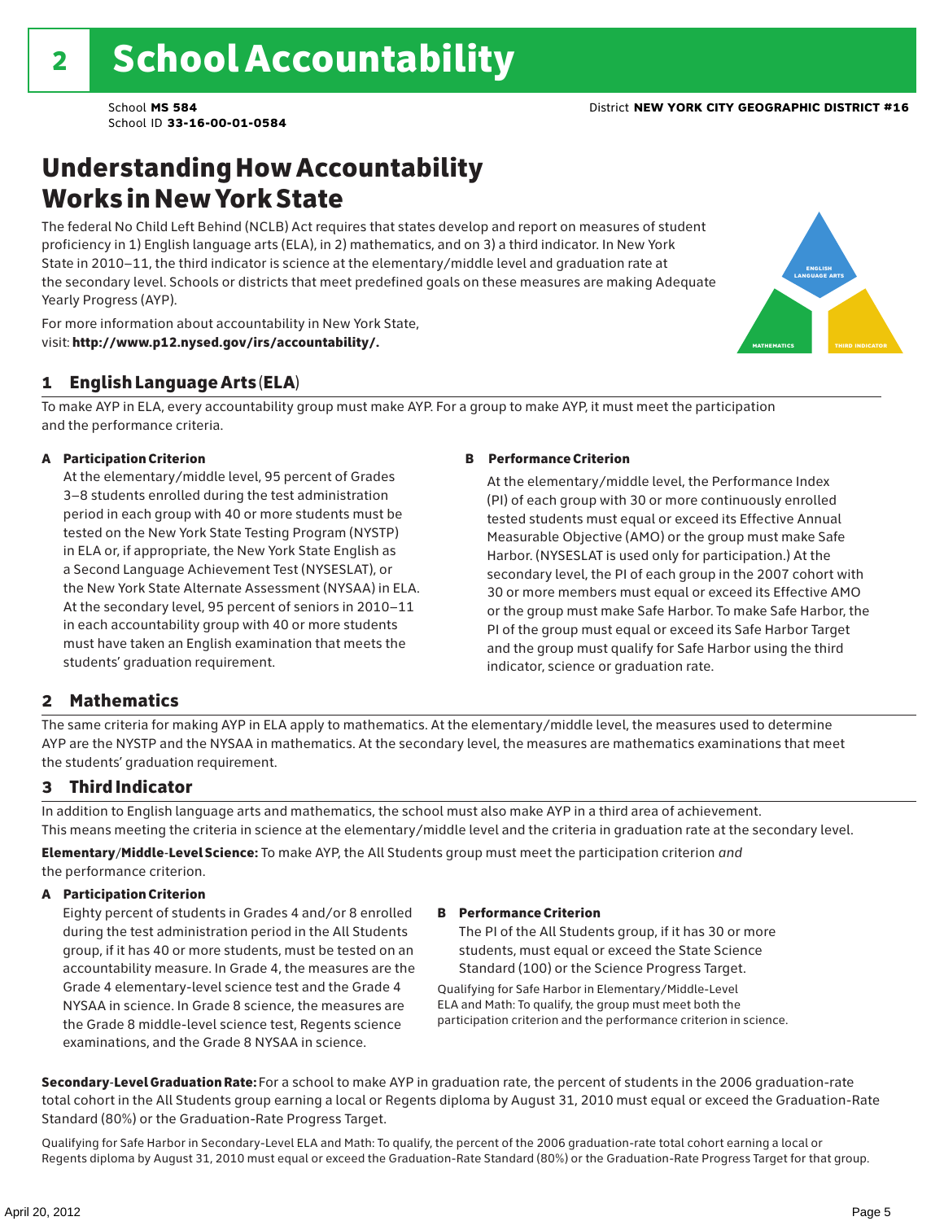# 2 School Accountability

School **MS 584**
School ID **33-16-00-01-0584**

District **NEW YORK CITY GEOGRAPHIC DISTRICT #16**

## Understanding How Accountability Works in New York State

The federal No Child Left Behind (NCLB) Act requires that states develop and report on measures of student proficiency in 1) English language arts (ELA), in 2) mathematics, and on 3) a third indicator. In New York State in 2010–11, the third indicator is science at the elementary/middle level and graduation rate at the secondary level. Schools or districts that meet predefined goals on these measures are making Adequate Yearly Progress (AYP).

For more information about accountability in New York State, visit: **http://www.p12.nysed.gov/irs/accountability/.**

ENGLISH LANGUAGE ARTS

MATHEMATICS

THIRD INDICATOR

### 1 English Language Arts (ELA)

To make AYP in ELA, every accountability group must make AYP. For a group to make AYP, it must meet the participation and the performance criteria.

**A Participation Criterion**

At the elementary/middle level, 95 percent of Grades 3–8 students enrolled during the test administration period in each group with 40 or more students must be tested on the New York State Testing Program (NYSTP) in ELA or, if appropriate, the New York State English as a Second Language Achievement Test (NYSESLAT), or the New York State Alternate Assessment (NYSAA) in ELA. At the secondary level, 95 percent of seniors in 2010–11 in each accountability group with 40 or more students must have taken an English examination that meets the students' graduation requirement.

**B Performance Criterion**

At the elementary/middle level, the Performance Index (PI) of each group with 30 or more continuously enrolled tested students must equal or exceed its Effective Annual Measurable Objective (AMO) or the group must make Safe Harbor. (NYSESLAT is used only for participation.) At the secondary level, the PI of each group in the 2007 cohort with 30 or more members must equal or exceed its Effective AMO or the group must make Safe Harbor. To make Safe Harbor, the PI of the group must equal or exceed its Safe Harbor Target and the group must qualify for Safe Harbor using the third indicator, science or graduation rate.

### 2 Mathematics

The same criteria for making AYP in ELA apply to mathematics. At the elementary/middle level, the measures used to determine AYP are the NYSTP and the NYSAA in mathematics. At the secondary level, the measures are mathematics examinations that meet the students' graduation requirement.

### 3 Third Indicator

In addition to English language arts and mathematics, the school must also make AYP in a third area of achievement. This means meeting the criteria in science at the elementary/middle level and the criteria in graduation rate at the secondary level.

**Elementary/Middle-Level Science:** To make AYP, the All Students group must meet the participation criterion *and* the performance criterion.

**A Participation Criterion**

Eighty percent of students in Grades 4 and/or 8 enrolled during the test administration period in the All Students group, if it has 40 or more students, must be tested on an accountability measure. In Grade 4, the measures are the Grade 4 elementary-level science test and the Grade 4 NYSAA in science. In Grade 8 science, the measures are the Grade 8 middle-level science test, Regents science examinations, and the Grade 8 NYSAA in science.

**B Performance Criterion**

The PI of the All Students group, if it has 30 or more students, must equal or exceed the State Science Standard (100) or the Science Progress Target.

Qualifying for Safe Harbor in Elementary/Middle-Level ELA and Math: To qualify, the group must meet both the participation criterion and the performance criterion in science.

**Secondary-Level Graduation Rate:** For a school to make AYP in graduation rate, the percent of students in the 2006 graduation-rate total cohort in the All Students group earning a local or Regents diploma by August 31, 2010 must equal or exceed the Graduation-Rate Standard (80%) or the Graduation-Rate Progress Target.

Qualifying for Safe Harbor in Secondary-Level ELA and Math: To qualify, the percent of the 2006 graduation-rate total cohort earning a local or Regents diploma by August 31, 2010 must equal or exceed the Graduation-Rate Standard (80%) or the Graduation-Rate Progress Target for that group.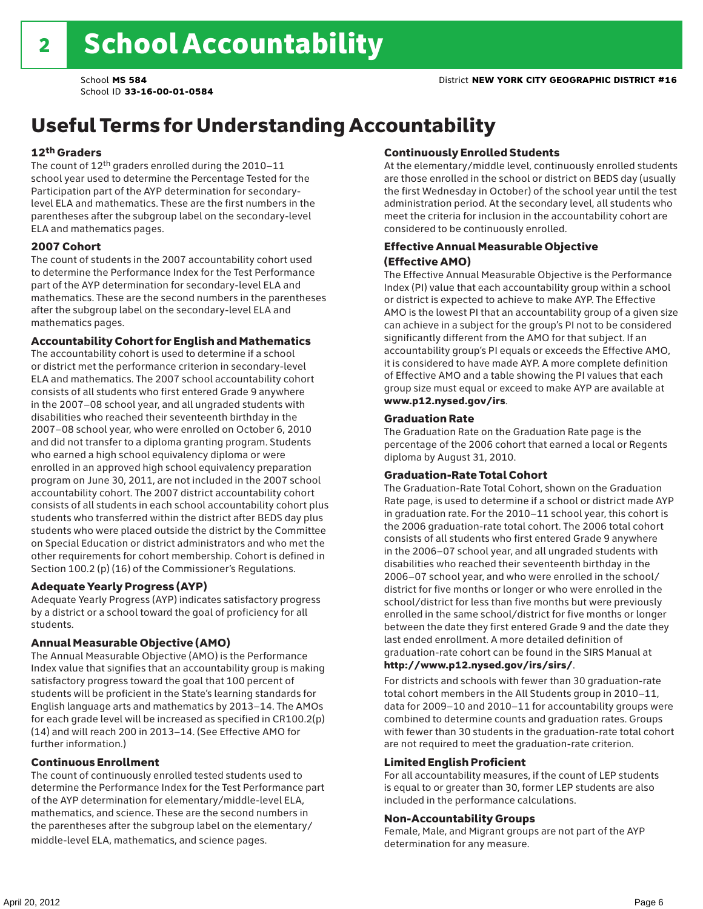# 2 School Accountability

School **MS 584**
School ID **33-16-00-01-0584**

District **NEW YORK CITY GEOGRAPHIC DISTRICT #16**

## Useful Terms for Understanding Accountability

### 12th Graders

The count of 12th graders enrolled during the 2010–11 school year used to determine the Percentage Tested for the Participation part of the AYP determination for secondary-level ELA and mathematics. These are the first numbers in the parentheses after the subgroup label on the secondary-level ELA and mathematics pages.

### 2007 Cohort

The count of students in the 2007 accountability cohort used to determine the Performance Index for the Test Performance part of the AYP determination for secondary-level ELA and mathematics. These are the second numbers in the parentheses after the subgroup label on the secondary-level ELA and mathematics pages.

### Accountability Cohort for English and Mathematics

The accountability cohort is used to determine if a school or district met the performance criterion in secondary-level ELA and mathematics. The 2007 school accountability cohort consists of all students who first entered Grade 9 anywhere in the 2007–08 school year, and all ungraded students with disabilities who reached their seventeenth birthday in the 2007–08 school year, who were enrolled on October 6, 2010 and did not transfer to a diploma granting program. Students who earned a high school equivalency diploma or were enrolled in an approved high school equivalency preparation program on June 30, 2011, are not included in the 2007 school accountability cohort. The 2007 district accountability cohort consists of all students in each school accountability cohort plus students who transferred within the district after BEDS day plus students who were placed outside the district by the Committee on Special Education or district administrators and who met the other requirements for cohort membership. Cohort is defined in Section 100.2 (p) (16) of the Commissioner's Regulations.

### Adequate Yearly Progress (AYP)

Adequate Yearly Progress (AYP) indicates satisfactory progress by a district or a school toward the goal of proficiency for all students.

### Annual Measurable Objective (AMO)

The Annual Measurable Objective (AMO) is the Performance Index value that signifies that an accountability group is making satisfactory progress toward the goal that 100 percent of students will be proficient in the State's learning standards for English language arts and mathematics by 2013–14. The AMOs for each grade level will be increased as specified in CR100.2(p)(14) and will reach 200 in 2013–14. (See Effective AMO for further information.)

### Continuous Enrollment

The count of continuously enrolled tested students used to determine the Performance Index for the Test Performance part of the AYP determination for elementary/middle-level ELA, mathematics, and science. These are the second numbers in the parentheses after the subgroup label on the elementary/middle-level ELA, mathematics, and science pages.

### Continuously Enrolled Students

At the elementary/middle level, continuously enrolled students are those enrolled in the school or district on BEDS day (usually the first Wednesday in October) of the school year until the test administration period. At the secondary level, all students who meet the criteria for inclusion in the accountability cohort are considered to be continuously enrolled.

### Effective Annual Measurable Objective (Effective AMO)

The Effective Annual Measurable Objective is the Performance Index (PI) value that each accountability group within a school or district is expected to achieve to make AYP. The Effective AMO is the lowest PI that an accountability group of a given size can achieve in a subject for the group's PI not to be considered significantly different from the AMO for that subject. If an accountability group's PI equals or exceeds the Effective AMO, it is considered to have made AYP. A more complete definition of Effective AMO and a table showing the PI values that each group size must equal or exceed to make AYP are available at **www.p12.nysed.gov/irs**.

### Graduation Rate

The Graduation Rate on the Graduation Rate page is the percentage of the 2006 cohort that earned a local or Regents diploma by August 31, 2010.

### Graduation-Rate Total Cohort

The Graduation-Rate Total Cohort, shown on the Graduation Rate page, is used to determine if a school or district made AYP in graduation rate. For the 2010–11 school year, this cohort is the 2006 graduation-rate total cohort. The 2006 total cohort consists of all students who first entered Grade 9 anywhere in the 2006–07 school year, and all ungraded students with disabilities who reached their seventeenth birthday in the 2006–07 school year, and who were enrolled in the school/district for five months or longer or who were enrolled in the school/district for less than five months but were previously enrolled in the same school/district for five months or longer between the date they first entered Grade 9 and the date they last ended enrollment. A more detailed definition of graduation-rate cohort can be found in the SIRS Manual at **http://www.p12.nysed.gov/irs/sirs/**.

For districts and schools with fewer than 30 graduation-rate total cohort members in the All Students group in 2010–11, data for 2009–10 and 2010–11 for accountability groups were combined to determine counts and graduation rates. Groups with fewer than 30 students in the graduation-rate total cohort are not required to meet the graduation-rate criterion.

### Limited English Proficient

For all accountability measures, if the count of LEP students is equal to or greater than 30, former LEP students are also included in the performance calculations.

### Non-Accountability Groups

Female, Male, and Migrant groups are not part of the AYP determination for any measure.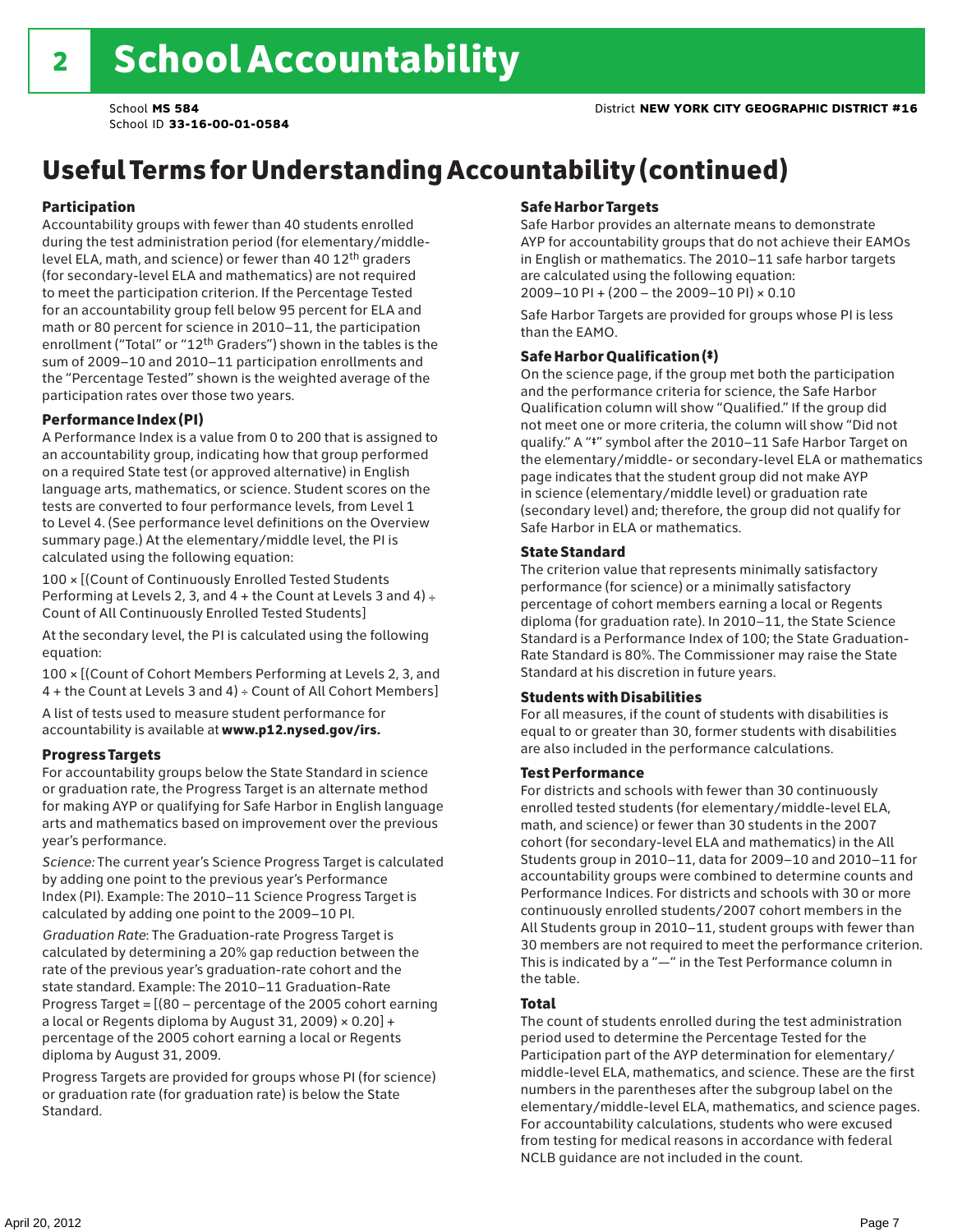# 2 School Accountability

School **MS 584**
School ID **33-16-00-01-0584**

District **NEW YORK CITY GEOGRAPHIC DISTRICT #16**

# Useful Terms for Understanding Accountability (continued)

### Participation

Accountability groups with fewer than 40 students enrolled during the test administration period (for elementary/middle-level ELA, math, and science) or fewer than 40 12th graders (for secondary-level ELA and mathematics) are not required to meet the participation criterion. If the Percentage Tested for an accountability group fell below 95 percent for ELA and math or 80 percent for science in 2010–11, the participation enrollment ("Total" or "12th Graders") shown in the tables is the sum of 2009–10 and 2010–11 participation enrollments and the "Percentage Tested" shown is the weighted average of the participation rates over those two years.

### Performance Index (PI)

A Performance Index is a value from 0 to 200 that is assigned to an accountability group, indicating how that group performed on a required State test (or approved alternative) in English language arts, mathematics, or science. Student scores on the tests are converted to four performance levels, from Level 1 to Level 4. (See performance level definitions on the Overview summary page.) At the elementary/middle level, the PI is calculated using the following equation:

100 × [(Count of Continuously Enrolled Tested Students Performing at Levels 2, 3, and 4 + the Count at Levels 3 and 4) ÷ Count of All Continuously Enrolled Tested Students]

At the secondary level, the PI is calculated using the following equation:

100 × [(Count of Cohort Members Performing at Levels 2, 3, and 4 + the Count at Levels 3 and 4) ÷ Count of All Cohort Members]

A list of tests used to measure student performance for accountability is available at **www.p12.nysed.gov/irs.**

### Progress Targets

For accountability groups below the State Standard in science or graduation rate, the Progress Target is an alternate method for making AYP or qualifying for Safe Harbor in English language arts and mathematics based on improvement over the previous year's performance.

*Science:* The current year's Science Progress Target is calculated by adding one point to the previous year's Performance Index (PI). Example: The 2010–11 Science Progress Target is calculated by adding one point to the 2009–10 PI.

*Graduation Rate*: The Graduation-rate Progress Target is calculated by determining a 20% gap reduction between the rate of the previous year's graduation-rate cohort and the state standard. Example: The 2010–11 Graduation-Rate Progress Target = [(80 – percentage of the 2005 cohort earning a local or Regents diploma by August 31, 2009) × 0.20] + percentage of the 2005 cohort earning a local or Regents diploma by August 31, 2009.

Progress Targets are provided for groups whose PI (for science) or graduation rate (for graduation rate) is below the State Standard.

### Safe Harbor Targets

Safe Harbor provides an alternate means to demonstrate AYP for accountability groups that do not achieve their EAMOs in English or mathematics. The 2010–11 safe harbor targets are calculated using the following equation:
2009–10 PI + (200 – the 2009–10 PI) × 0.10

Safe Harbor Targets are provided for groups whose PI is less than the EAMO.

### Safe Harbor Qualification (‡)

On the science page, if the group met both the participation and the performance criteria for science, the Safe Harbor Qualification column will show "Qualified." If the group did not meet one or more criteria, the column will show "Did not qualify." A "‡" symbol after the 2010–11 Safe Harbor Target on the elementary/middle- or secondary-level ELA or mathematics page indicates that the student group did not make AYP in science (elementary/middle level) or graduation rate (secondary level) and; therefore, the group did not qualify for Safe Harbor in ELA or mathematics.

### State Standard

The criterion value that represents minimally satisfactory performance (for science) or a minimally satisfactory percentage of cohort members earning a local or Regents diploma (for graduation rate). In 2010–11, the State Science Standard is a Performance Index of 100; the State Graduation-Rate Standard is 80%. The Commissioner may raise the State Standard at his discretion in future years.

### Students with Disabilities

For all measures, if the count of students with disabilities is equal to or greater than 30, former students with disabilities are also included in the performance calculations.

### Test Performance

For districts and schools with fewer than 30 continuously enrolled tested students (for elementary/middle-level ELA, math, and science) or fewer than 30 students in the 2007 cohort (for secondary-level ELA and mathematics) in the All Students group in 2010–11, data for 2009–10 and 2010–11 for accountability groups were combined to determine counts and Performance Indices. For districts and schools with 30 or more continuously enrolled students/2007 cohort members in the All Students group in 2010–11, student groups with fewer than 30 members are not required to meet the performance criterion. This is indicated by a "—" in the Test Performance column in the table.

### Total

The count of students enrolled during the test administration period used to determine the Percentage Tested for the Participation part of the AYP determination for elementary/middle-level ELA, mathematics, and science. These are the first numbers in the parentheses after the subgroup label on the elementary/middle-level ELA, mathematics, and science pages. For accountability calculations, students who were excused from testing for medical reasons in accordance with federal NCLB guidance are not included in the count.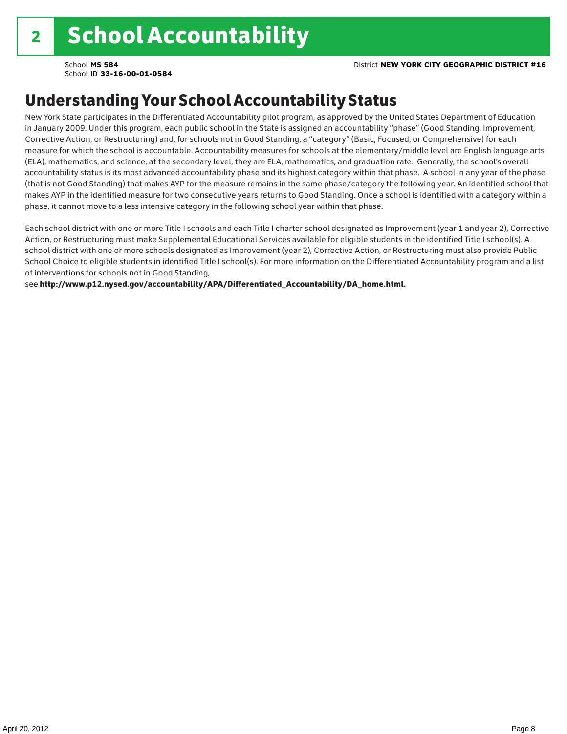# 2 School Accountability

School **MS 584**
School ID **33-16-00-01-0584**

District **NEW YORK CITY GEOGRAPHIC DISTRICT #16**

## Understanding Your School Accountability Status

New York State participates in the Differentiated Accountability pilot program, as approved by the United States Department of Education in January 2009. Under this program, each public school in the State is assigned an accountability "phase" (Good Standing, Improvement, Corrective Action, or Restructuring) and, for schools not in Good Standing, a "category" (Basic, Focused, or Comprehensive) for each measure for which the school is accountable. Accountability measures for schools at the elementary/middle level are English language arts (ELA), mathematics, and science; at the secondary level, they are ELA, mathematics, and graduation rate. Generally, the school's overall accountability status is its most advanced accountability phase and its highest category within that phase. A school in any year of the phase (that is not Good Standing) that makes AYP for the measure remains in the same phase/category the following year. An identified school that makes AYP in the identified measure for two consecutive years returns to Good Standing. Once a school is identified with a category within a phase, it cannot move to a less intensive category in the following school year within that phase.

Each school district with one or more Title I schools and each Title I charter school designated as Improvement (year 1 and year 2), Corrective Action, or Restructuring must make Supplemental Educational Services available for eligible students in the identified Title I school(s). A school district with one or more schools designated as Improvement (year 2), Corrective Action, or Restructuring must also provide Public School Choice to eligible students in identified Title I school(s). For more information on the Differentiated Accountability program and a list of interventions for schools not in Good Standing,
see **http://www.p12.nysed.gov/accountability/APA/Differentiated_Accountability/DA_home.html.**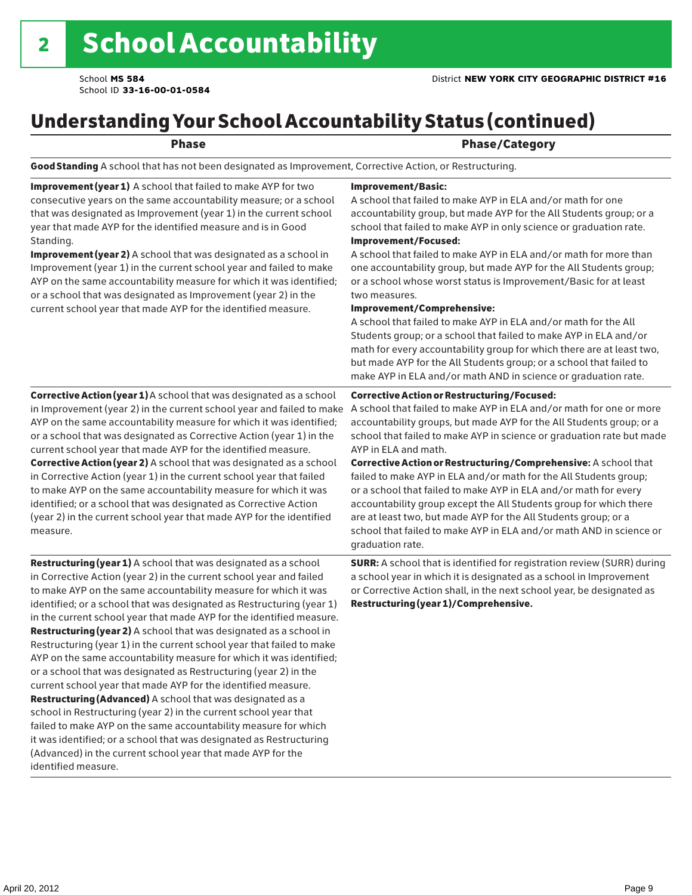# 2 School Accountability

School **MS 584**
School ID **33-16-00-01-0584**

District **NEW YORK CITY GEOGRAPHIC DISTRICT #16**

## Understanding Your School Accountability Status (continued)

| Phase | Phase/Category |
|---|---|
| **Good Standing** A school that has not been designated as Improvement, Corrective Action, or Restructuring. | |
| **Improvement (year 1)** A school that failed to make AYP for two consecutive years on the same accountability measure; or a school that was designated as Improvement (year 1) in the current school year that made AYP for the identified measure and is in Good Standing. **Improvement (year 2)** A school that was designated as a school in Improvement (year 1) in the current school year and failed to make AYP on the same accountability measure for which it was identified; or a school that was designated as Improvement (year 2) in the current school year that made AYP for the identified measure. | **Improvement/Basic:** A school that failed to make AYP in ELA and/or math for one accountability group, but made AYP for the All Students group; or a school that failed to make AYP in only science or graduation rate. **Improvement/Focused:** A school that failed to make AYP in ELA and/or math for more than one accountability group, but made AYP for the All Students group; or a school whose worst status is Improvement/Basic for at least two measures. **Improvement/Comprehensive:** A school that failed to make AYP in ELA and/or math for the All Students group; or a school that failed to make AYP in ELA and/or math for every accountability group for which there are at least two, but made AYP for the All Students group; or a school that failed to make AYP in ELA and/or math AND in science or graduation rate. |
| **Corrective Action (year 1)** A school that was designated as a school in Improvement (year 2) in the current school year and failed to make AYP on the same accountability measure for which it was identified; or a school that was designated as Corrective Action (year 1) in the current school year that made AYP for the identified measure. **Corrective Action (year 2)** A school that was designated as a school in Corrective Action (year 1) in the current school year that failed to make AYP on the same accountability measure for which it was identified; or a school that was designated as Corrective Action (year 2) in the current school year that made AYP for the identified measure. | **Corrective Action or Restructuring/Focused:** A school that failed to make AYP in ELA and/or math for one or more accountability groups, but made AYP for the All Students group; or a school that failed to make AYP in science or graduation rate but made AYP in ELA and math. **Corrective Action or Restructuring/Comprehensive:** A school that failed to make AYP in ELA and/or math for the All Students group; or a school that failed to make AYP in ELA and/or math for every accountability group except the All Students group for which there are at least two, but made AYP for the All Students group; or a school that failed to make AYP in ELA and/or math AND in science or graduation rate. |
| **Restructuring (year 1)** A school that was designated as a school in Corrective Action (year 2) in the current school year and failed to make AYP on the same accountability measure for which it was identified; or a school that was designated as Restructuring (year 1) in the current school year that made AYP for the identified measure. **Restructuring (year 2)** A school that was designated as a school in Restructuring (year 1) in the current school year that failed to make AYP on the same accountability measure for which it was identified; or a school that was designated as Restructuring (year 2) in the current school year that made AYP for the identified measure. **Restructuring (Advanced)** A school that was designated as a school in Restructuring (year 2) in the current school year that failed to make AYP on the same accountability measure for which it was identified; or a school that was designated as Restructuring (Advanced) in the current school year that made AYP for the identified measure. | **SURR:** A school that is identified for registration review (SURR) during a school year in which it is designated as a school in Improvement or Corrective Action shall, in the next school year, be designated as **Restructuring (year 1)/Comprehensive.** |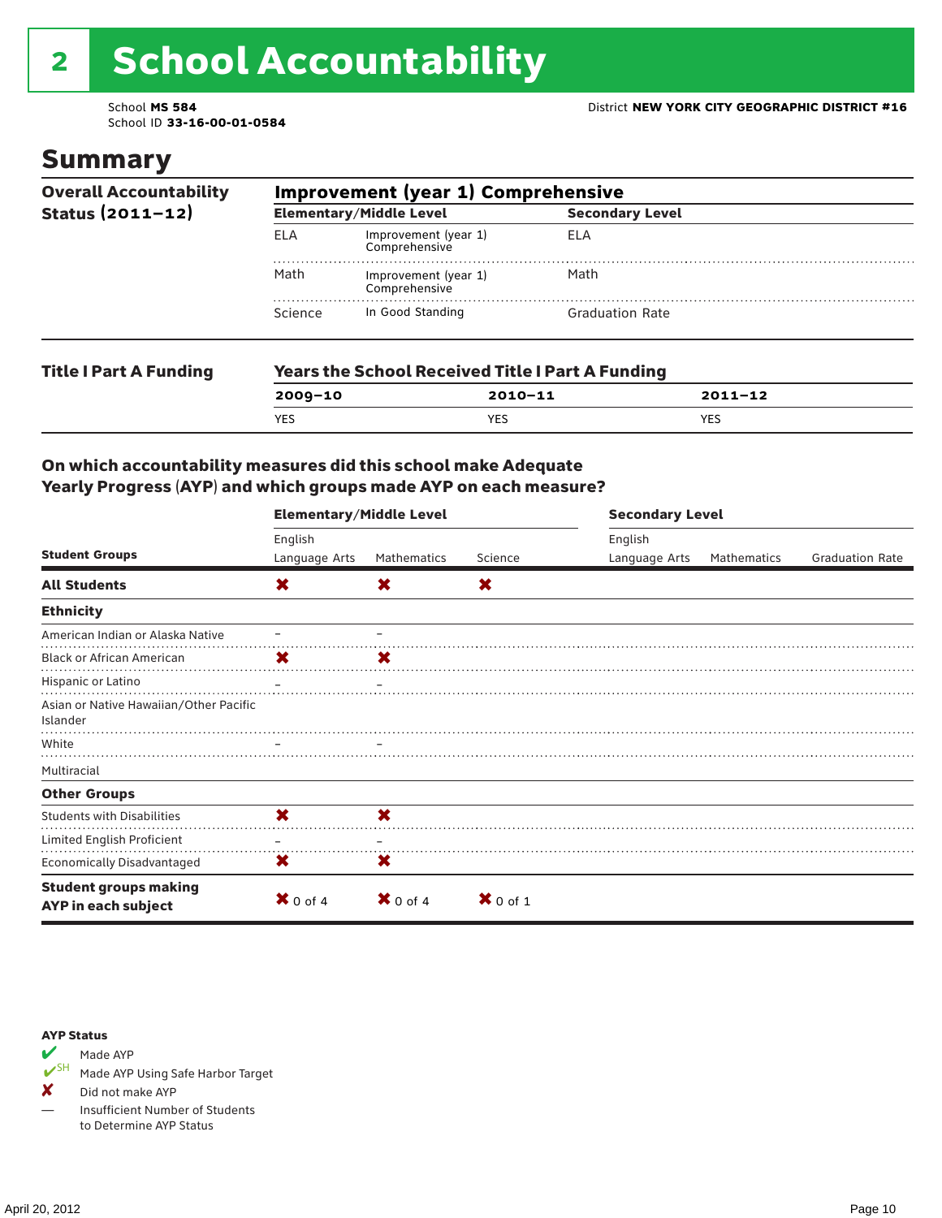# 2 School Accountability

School **MS 584**
School ID **33-16-00-01-0584**

District **NEW YORK CITY GEOGRAPHIC DISTRICT #16**

## Summary

**Overall Accountability Status (2011–12)**

**Improvement (year 1) Comprehensive**

| Elementary/Middle Level | | Secondary Level | |
|---|---|---|---|
| ELA | Improvement (year 1) Comprehensive | ELA | |
| Math | Improvement (year 1) Comprehensive | Math | |
| Science | In Good Standing | Graduation Rate | |

**Title I Part A Funding**

**Years the School Received Title I Part A Funding**

| 2009–10 | 2010–11 | 2011–12 |
|---|---|---|
| YES | YES | YES |

**On which accountability measures did this school make Adequate Yearly Progress (AYP) and which groups made AYP on each measure?**

| Student Groups | Elementary/Middle Level: English Language Arts | Elementary/Middle Level: Mathematics | Elementary/Middle Level: Science | Secondary Level: English Language Arts | Secondary Level: Mathematics | Secondary Level: Graduation Rate |
|---|---|---|---|---|---|---|
| **All Students** | ✘ | ✘ | ✘ | | | |
| **Ethnicity** | | | | | | |
| American Indian or Alaska Native | – | – | | | | |
| Black or African American | ✘ | ✘ | | | | |
| Hispanic or Latino | – | – | | | | |
| Asian or Native Hawaiian/Other Pacific Islander | | | | | | |
| White | – | – | | | | |
| Multiracial | | | | | | |
| **Other Groups** | | | | | | |
| Students with Disabilities | ✘ | ✘ | | | | |
| Limited English Proficient | – | – | | | | |
| Economically Disadvantaged | ✘ | ✘ | | | | |
| **Student groups making AYP in each subject** | ✘ 0 of 4 | ✘ 0 of 4 | ✘ 0 of 1 | | | |

**AYP Status**

- ✔ Made AYP
- ✔SH Made AYP Using Safe Harbor Target
- ✘ Did not make AYP
- — Insufficient Number of Students to Determine AYP Status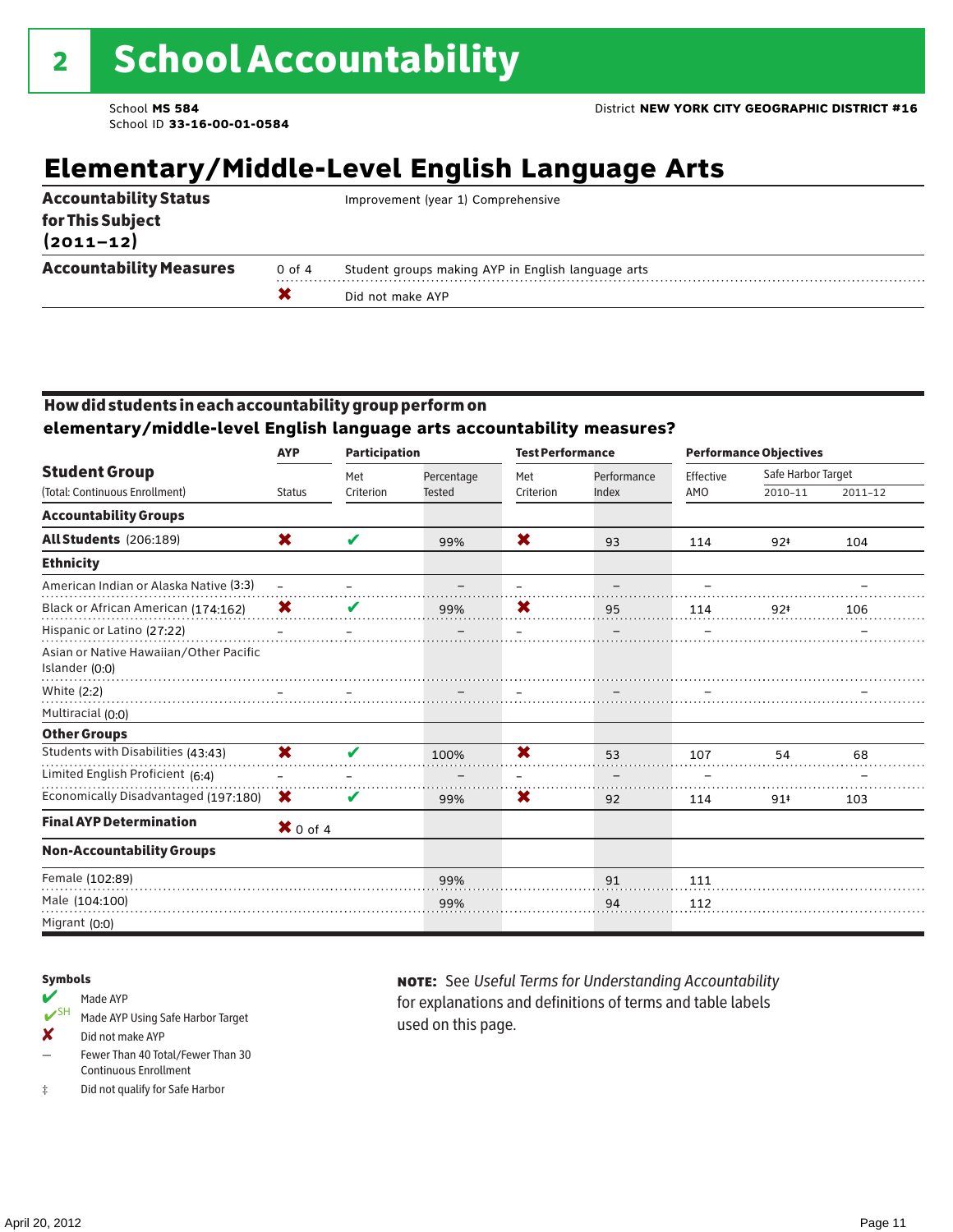# 2 School Accountability

School **MS 584**
School ID **33-16-00-01-0584**

District **NEW YORK CITY GEOGRAPHIC DISTRICT #16**

## Elementary/Middle-Level English Language Arts

| | | |
|---|---|---|
| **Accountability Status for This Subject (2011–12)** | | Improvement (year 1) Comprehensive |
| **Accountability Measures** | 0 of 4 | Student groups making AYP in English language arts |
| | ✖ | Did not make AYP |

### How did students in each accountability group perform on elementary/middle-level English language arts accountability measures?

| Student Group | AYP | Participation | | Test Performance | | Performance Objectives | | |
|---|---|---|---|---|---|---|---|---|
| (Total: Continuous Enrollment) | Status | Met Criterion | Percentage Tested | Met Criterion | Performance Index | Effective AMO | Safe Harbor Target 2010–11 | Safe Harbor Target 2011–12 |
| **Accountability Groups** | | | | | | | | |
| **All Students** (206:189) | ✖ | ✔ | 99% | ✖ | 93 | 114 | 92‡ | 104 |
| **Ethnicity** | | | | | | | | |
| American Indian or Alaska Native (3:3) | – | – | – | – | – | – | | – |
| Black or African American (174:162) | ✖ | ✔ | 99% | ✖ | 95 | 114 | 92‡ | 106 |
| Hispanic or Latino (27:22) | – | – | – | – | – | – | | – |
| Asian or Native Hawaiian/Other Pacific Islander (0:0) | | | | | | | | |
| White (2:2) | – | – | – | – | – | – | | – |
| Multiracial (0:0) | | | | | | | | |
| **Other Groups** | | | | | | | | |
| Students with Disabilities (43:43) | ✖ | ✔ | 100% | ✖ | 53 | 107 | 54 | 68 |
| Limited English Proficient (6:4) | – | – | – | – | – | – | | – |
| Economically Disadvantaged (197:180) | ✖ | ✔ | 99% | ✖ | 92 | 114 | 91‡ | 103 |
| **Final AYP Determination** | ✖ 0 of 4 | | | | | | | |
| **Non-Accountability Groups** | | | | | | | | |
| Female (102:89) | | | 99% | | 91 | 111 | | |
| Male (104:100) | | | 99% | | 94 | 112 | | |
| Migrant (0:0) | | | | | | | | |

**Symbols**

- ✔ Made AYP
- ✔SH Made AYP Using Safe Harbor Target
- ✘ Did not make AYP
- – Fewer Than 40 Total/Fewer Than 30 Continuous Enrollment
- ‡ Did not qualify for Safe Harbor

**NOTE:** See *Useful Terms for Understanding Accountability* for explanations and definitions of terms and table labels used on this page.

April 20, 2012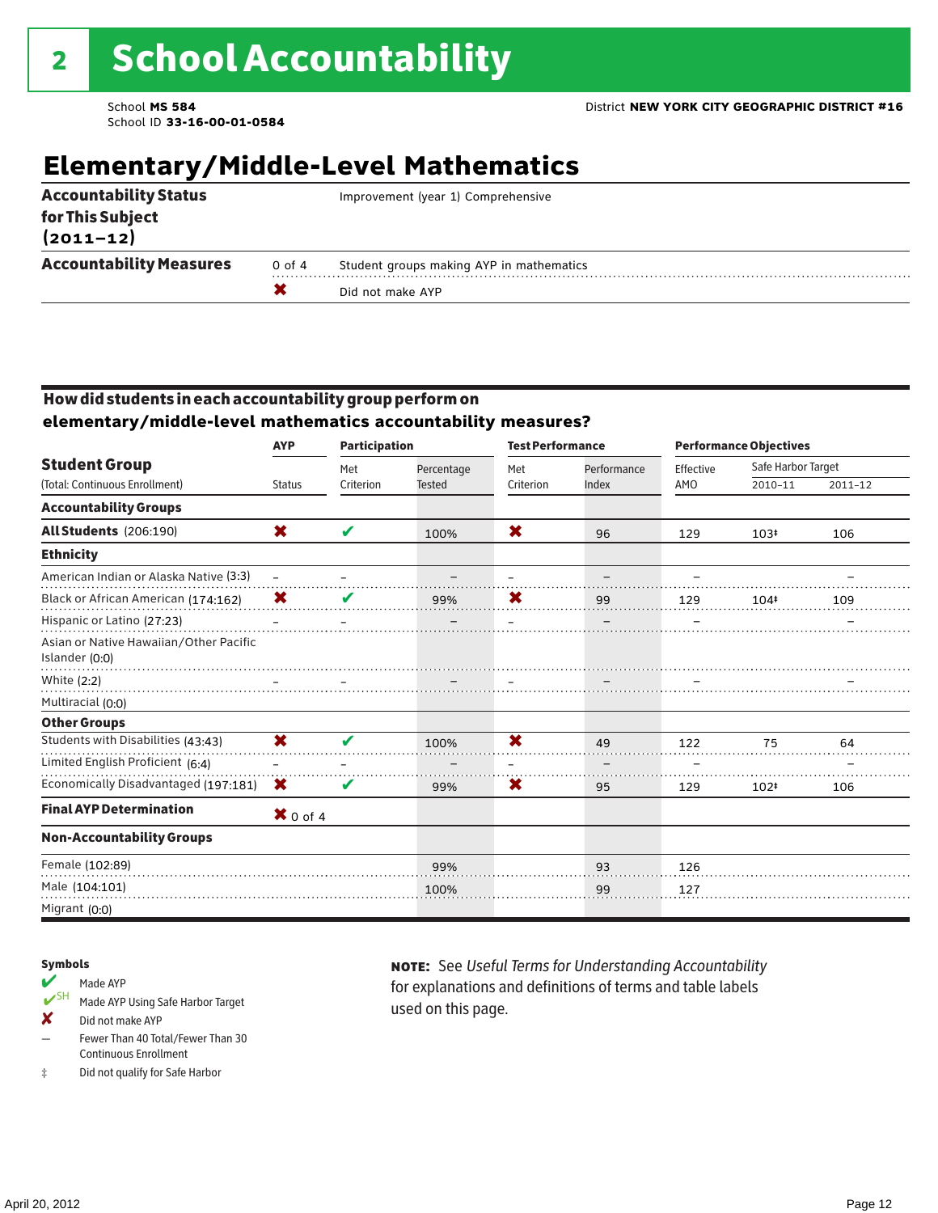# 2 School Accountability

School **MS 584**
School ID **33-16-00-01-0584**

District **NEW YORK CITY GEOGRAPHIC DISTRICT #16**

## Elementary/Middle-Level Mathematics

| | | |
|---|---|---|
| **Accountability Status for This Subject (2011–12)** | | Improvement (year 1) Comprehensive |
| **Accountability Measures** | 0 of 4 | Student groups making AYP in mathematics |
| | ✘ | Did not make AYP |

### How did students in each accountability group perform on elementary/middle-level mathematics accountability measures?

| Student Group (Total: Continuous Enrollment) | AYP Status | Participation: Met Criterion | Participation: Percentage Tested | Test Performance: Met Criterion | Test Performance: Performance Index | Performance Objectives: Effective AMO | Safe Harbor Target 2010–11 | Safe Harbor Target 2011–12 |
|---|---|---|---|---|---|---|---|---|
| **Accountability Groups** | | | | | | | | |
| **All Students** (206:190) | ✘ | ✔ | 100% | ✘ | 96 | 129 | 103‡ | 106 |
| **Ethnicity** | | | | | | | | |
| American Indian or Alaska Native (3:3) | – | – | – | – | – | – | | – |
| Black or African American (174:162) | ✘ | ✔ | 99% | ✘ | 99 | 129 | 104‡ | 109 |
| Hispanic or Latino (27:23) | – | – | – | – | – | – | | – |
| Asian or Native Hawaiian/Other Pacific Islander (0:0) | | | | | | | | |
| White (2:2) | – | – | – | – | – | – | | – |
| Multiracial (0:0) | | | | | | | | |
| **Other Groups** | | | | | | | | |
| Students with Disabilities (43:43) | ✘ | ✔ | 100% | ✘ | 49 | 122 | 75 | 64 |
| Limited English Proficient (6:4) | – | – | – | – | – | – | | – |
| Economically Disadvantaged (197:181) | ✘ | ✔ | 99% | ✘ | 95 | 129 | 102‡ | 106 |
| **Final AYP Determination** | ✘ 0 of 4 | | | | | | | |
| **Non-Accountability Groups** | | | | | | | | |
| Female (102:89) | | | 99% | | 93 | 126 | | |
| Male (104:101) | | | 100% | | 99 | 127 | | |
| Migrant (0:0) | | | | | | | | |

**Symbols**

- ✔ Made AYP
- ✔SH Made AYP Using Safe Harbor Target
- ✘ Did not make AYP
- – Fewer Than 40 Total/Fewer Than 30 Continuous Enrollment
- ‡ Did not qualify for Safe Harbor

**NOTE:** See *Useful Terms for Understanding Accountability* for explanations and definitions of terms and table labels used on this page.

April 20, 2012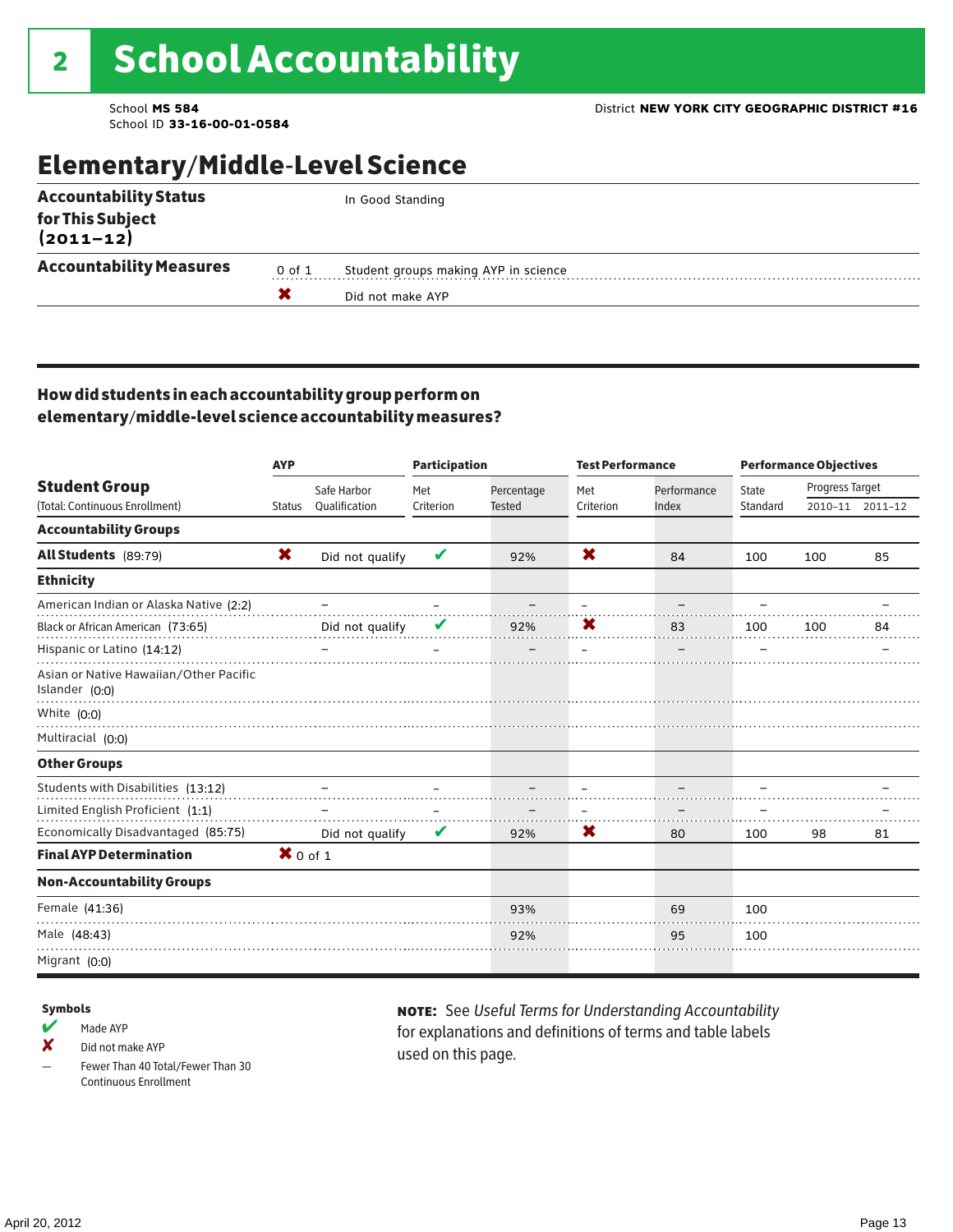# 2 School Accountability

School **MS 584**
School ID **33-16-00-01-0584**

District **NEW YORK CITY GEOGRAPHIC DISTRICT #16**

## Elementary/Middle-Level Science

| | | |
|---|---|---|
| **Accountability Status for This Subject (2011–12)** | | In Good Standing |
| **Accountability Measures** | 0 of 1 | Student groups making AYP in science |
| | ✖ | Did not make AYP |

### How did students in each accountability group perform on elementary/middle-level science accountability measures?

| Student Group (Total: Continuous Enrollment) | AYP Status | Safe Harbor Qualification | Participation: Met Criterion | Participation: Percentage Tested | Test Performance: Met Criterion | Test Performance: Performance Index | Performance Objectives: State Standard | Progress Target 2010–11 | Progress Target 2011–12 |
|---|---|---|---|---|---|---|---|---|---|
| **Accountability Groups** | | | | | | | | | |
| **All Students** (89:79) | ✖ | Did not qualify | ✔ | 92% | ✖ | 84 | 100 | 100 | 85 |
| **Ethnicity** | | | | | | | | | |
| American Indian or Alaska Native (2:2) | | – | – | – | – | – | – | | – |
| Black or African American (73:65) | | Did not qualify | ✔ | 92% | ✖ | 83 | 100 | 100 | 84 |
| Hispanic or Latino (14:12) | | – | – | – | – | – | – | | – |
| Asian or Native Hawaiian/Other Pacific Islander (0:0) | | | | | | | | | |
| White (0:0) | | | | | | | | | |
| Multiracial (0:0) | | | | | | | | | |
| **Other Groups** | | | | | | | | | |
| Students with Disabilities (13:12) | | – | – | – | – | – | – | | – |
| Limited English Proficient (1:1) | | – | – | – | – | – | – | | – |
| Economically Disadvantaged (85:75) | | Did not qualify | ✔ | 92% | ✖ | 80 | 100 | 98 | 81 |
| **Final AYP Determination** | ✖ 0 of 1 | | | | | | | | |
| **Non-Accountability Groups** | | | | | | | | | |
| Female (41:36) | | | | 93% | | 69 | 100 | | |
| Male (48:43) | | | | 92% | | 95 | 100 | | |
| Migrant (0:0) | | | | | | | | | |

**Symbols**

- ✔ Made AYP
- ✘ Did not make AYP
- – Fewer Than 40 Total/Fewer Than 30 Continuous Enrollment

**NOTE:** See *Useful Terms for Understanding Accountability* for explanations and definitions of terms and table labels used on this page.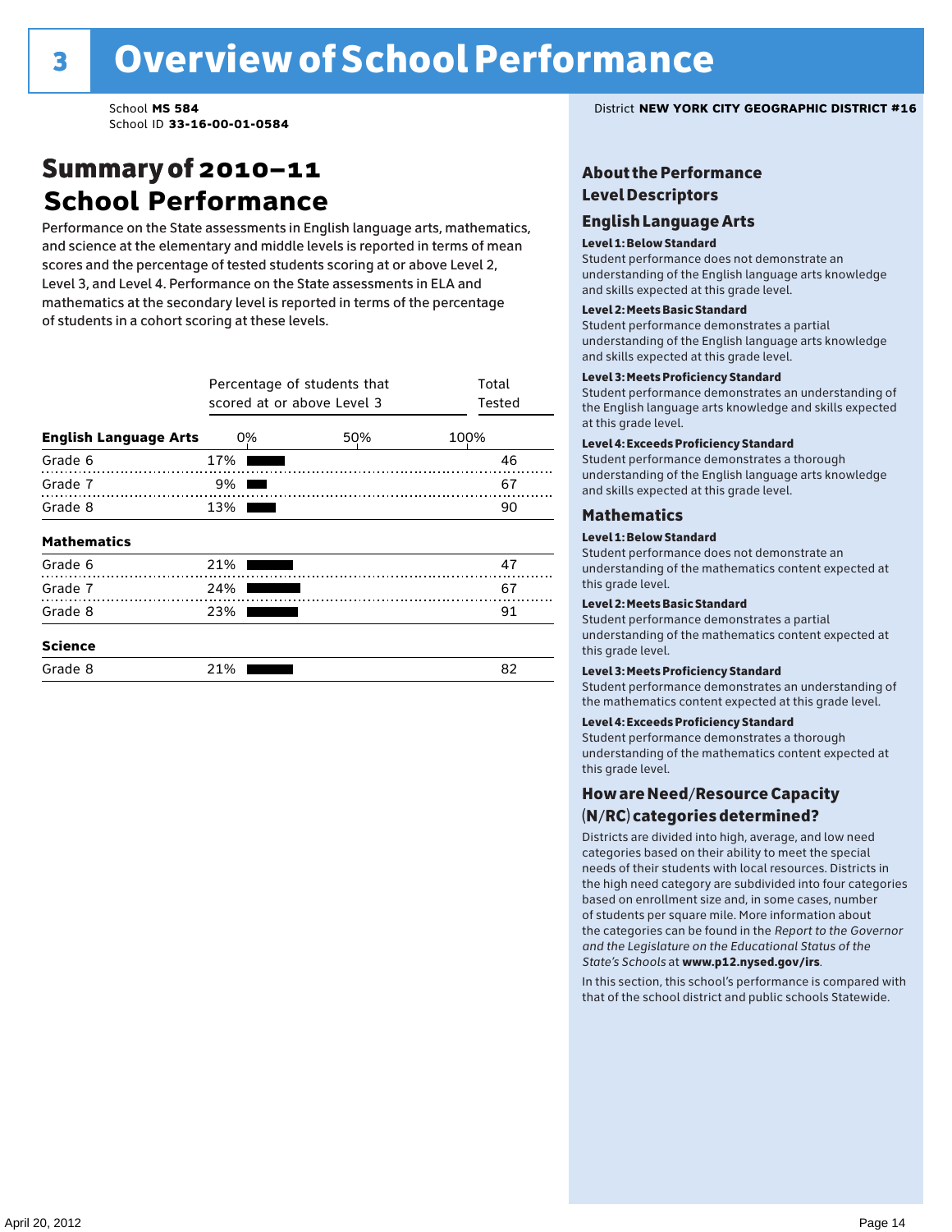# 3 Overview of School Performance

School **MS 584**
School ID **33-16-00-01-0584**

District **NEW YORK CITY GEOGRAPHIC DISTRICT #16**

## Summary of 2010–11 School Performance

Performance on the State assessments in English language arts, mathematics, and science at the elementary and middle levels is reported in terms of mean scores and the percentage of tested students scoring at or above Level 2, Level 3, and Level 4. Performance on the State assessments in ELA and mathematics at the secondary level is reported in terms of the percentage of students in a cohort scoring at these levels.

| | Percentage of students that scored at or above Level 3 | Total Tested |
|---|---|---|
| **English Language Arts** | | |
| Grade 6 | 17% | 46 |
| Grade 7 | 9% | 67 |
| Grade 8 | 13% | 90 |
| **Mathematics** | | |
| Grade 6 | 21% | 47 |
| Grade 7 | 24% | 67 |
| Grade 8 | 23% | 91 |
| **Science** | | |
| Grade 8 | 21% | 82 |

## About the Performance Level Descriptors

### English Language Arts

**Level 1: Below Standard**
Student performance does not demonstrate an understanding of the English language arts knowledge and skills expected at this grade level.

**Level 2: Meets Basic Standard**
Student performance demonstrates a partial understanding of the English language arts knowledge and skills expected at this grade level.

**Level 3: Meets Proficiency Standard**
Student performance demonstrates an understanding of the English language arts knowledge and skills expected at this grade level.

**Level 4: Exceeds Proficiency Standard**
Student performance demonstrates a thorough understanding of the English language arts knowledge and skills expected at this grade level.

### Mathematics

**Level 1: Below Standard**
Student performance does not demonstrate an understanding of the mathematics content expected at this grade level.

**Level 2: Meets Basic Standard**
Student performance demonstrates a partial understanding of the mathematics content expected at this grade level.

**Level 3: Meets Proficiency Standard**
Student performance demonstrates an understanding of the mathematics content expected at this grade level.

**Level 4: Exceeds Proficiency Standard**
Student performance demonstrates a thorough understanding of the mathematics content expected at this grade level.

## How are Need/Resource Capacity (N/RC) categories determined?

Districts are divided into high, average, and low need categories based on their ability to meet the special needs of their students with local resources. Districts in the high need category are subdivided into four categories based on enrollment size and, in some cases, number of students per square mile. More information about the categories can be found in the *Report to the Governor and the Legislature on the Educational Status of the State's Schools* at **www.p12.nysed.gov/irs**.

In this section, this school's performance is compared with that of the school district and public schools Statewide.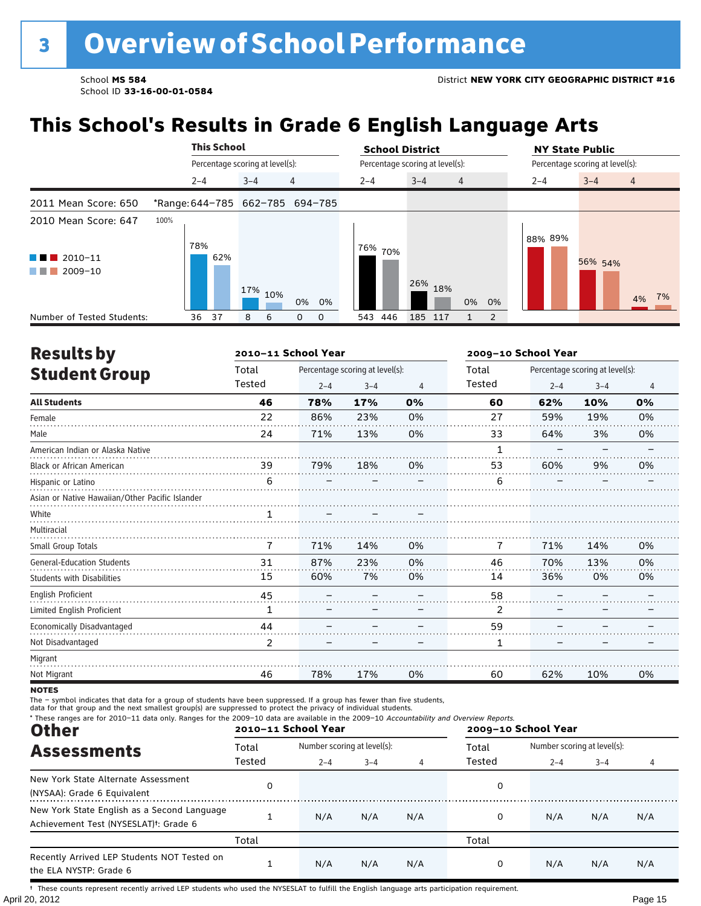# 3 Overview of School Performance

School **MS 584**
School ID **33-16-00-01-0584**

District **NEW YORK CITY GEOGRAPHIC DISTRICT #16**

## This School's Results in Grade 6 English Language Arts

| | This School | | | School District | | | NY State Public | | |
|---|---|---|---|---|---|---|---|---|---|
| | Percentage scoring at level(s): | | | Percentage scoring at level(s): | | | Percentage scoring at level(s): | | |
| | 2–4 | 3–4 | 4 | 2–4 | 3–4 | 4 | 2–4 | 3–4 | 4 |
| 2011 Mean Score: 650 | *Range: 644–785 | 662–785 | 694–785 | | | | | | |
| 2010 Mean Score: 647 | | | | | | | | | |
| 2010–11 | 78% | 17% | 0% | 76% | 26% | 0% | 88% | 56% | 4% |
| 2009–10 | 62% | 10% | 0% | 70% | 18% | 0% | 89% | 54% | 7% |
| Number of Tested Students: 2010–11 | 36 | 8 | 0 | 543 | 185 | 1 | | | |
| Number of Tested Students: 2009–10 | 37 | 6 | 0 | 446 | 117 | 2 | | | |

## Results by Student Group

| | 2010–11 School Year | | | | 2009–10 School Year | | | |
|---|---|---|---|---|---|---|---|---|
| | Total Tested | Percentage scoring at level(s): | | | Total Tested | Percentage scoring at level(s): | | |
| | | 2–4 | 3–4 | 4 | | 2–4 | 3–4 | 4 |
| **All Students** | **46** | **78%** | **17%** | **0%** | **60** | **62%** | **10%** | **0%** |
| Female | 22 | 86% | 23% | 0% | 27 | 59% | 19% | 0% |
| Male | 24 | 71% | 13% | 0% | 33 | 64% | 3% | 0% |
| American Indian or Alaska Native | | | | | 1 | – | – | – |
| Black or African American | 39 | 79% | 18% | 0% | 53 | 60% | 9% | 0% |
| Hispanic or Latino | 6 | – | – | – | 6 | – | – | – |
| Asian or Native Hawaiian/Other Pacific Islander | | | | | | | | |
| White | 1 | – | – | – | | | | |
| Multiracial | | | | | | | | |
| Small Group Totals | 7 | 71% | 14% | 0% | 7 | 71% | 14% | 0% |
| General-Education Students | 31 | 87% | 23% | 0% | 46 | 70% | 13% | 0% |
| Students with Disabilities | 15 | 60% | 7% | 0% | 14 | 36% | 0% | 0% |
| English Proficient | 45 | – | – | – | 58 | – | – | – |
| Limited English Proficient | 1 | – | – | – | 2 | – | – | – |
| Economically Disadvantaged | 44 | – | – | – | 59 | – | – | – |
| Not Disadvantaged | 2 | – | – | – | 1 | – | – | – |
| Migrant | | | | | | | | |
| Not Migrant | 46 | 78% | 17% | 0% | 60 | 62% | 10% | 0% |

**NOTES**

The – symbol indicates that data for a group of students have been suppressed. If a group has fewer than five students, data for that group and the next smallest group(s) are suppressed to protect the privacy of individual students.

\* These ranges are for 2010–11 data only. Ranges for the 2009–10 data are available in the 2009–10 *Accountability and Overview Reports.*

## Other Assessments

| | 2010–11 School Year | | | | 2009–10 School Year | | | |
|---|---|---|---|---|---|---|---|---|
| | Total Tested | Number scoring at level(s): | | | Total Tested | Number scoring at level(s): | | |
| | | 2–4 | 3–4 | 4 | | 2–4 | 3–4 | 4 |
| New York State Alternate Assessment (NYSAA): Grade 6 Equivalent | 0 | | | | 0 | | | |
| New York State English as a Second Language Achievement Test (NYSESLAT)†: Grade 6 | 1 | N/A | N/A | N/A | 0 | N/A | N/A | N/A |
| | Total | | | | Total | | | |
| Recently Arrived LEP Students NOT Tested on the ELA NYSTP: Grade 6 | 1 | N/A | N/A | N/A | 0 | N/A | N/A | N/A |

† These counts represent recently arrived LEP students who used the NYSESLAT to fulfill the English language arts participation requirement.

April 20, 2012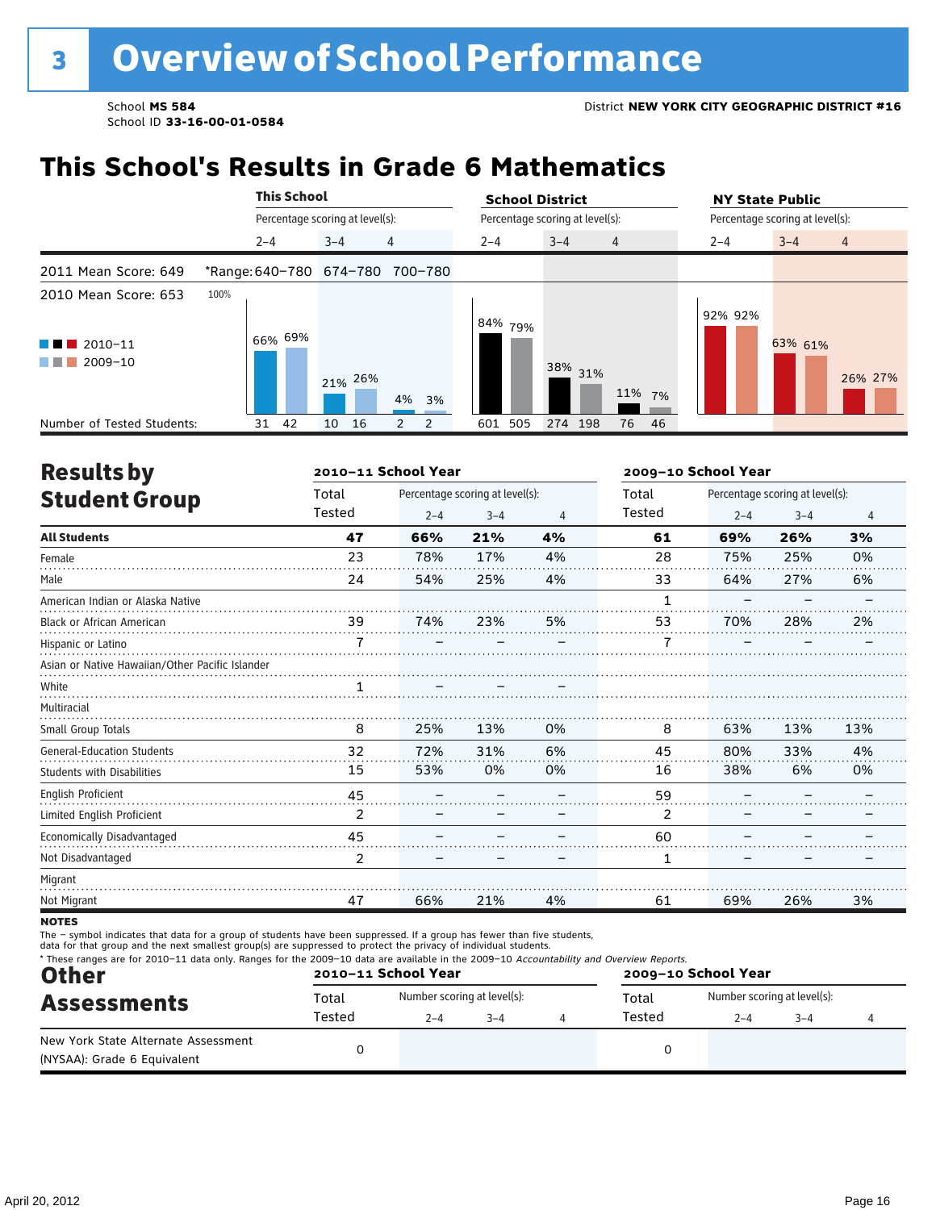# 3 Overview of School Performance

School **MS 584**
School ID **33-16-00-01-0584**

District **NEW YORK CITY GEOGRAPHIC DISTRICT #16**

## This School's Results in Grade 6 Mathematics

2011 Mean Score: 649 — *Range: 640–780 (2–4), 674–780 (3–4), 700–780 (4)

2010 Mean Score: 653

| | This School 2–4 | | This School 3–4 | | This School 4 | | School District 2–4 | | School District 3–4 | | School District 4 | | NY State Public 2–4 | | NY State Public 3–4 | | NY State Public 4 | |
|---|---|---|---|---|---|---|---|---|---|---|---|---|---|---|---|---|---|---|
| | 2010–11 | 2009–10 | 2010–11 | 2009–10 | 2010–11 | 2009–10 | 2010–11 | 2009–10 | 2010–11 | 2009–10 | 2010–11 | 2009–10 | 2010–11 | 2009–10 | 2010–11 | 2009–10 | 2010–11 | 2009–10 |
| Percentage scoring at level(s) | 66% | 69% | 21% | 26% | 4% | 3% | 84% | 79% | 38% | 31% | 11% | 7% | 92% | 92% | 63% | 61% | 26% | 27% |
| Number of Tested Students | 31 | 42 | 10 | 16 | 2 | 2 | 601 | 505 | 274 | 198 | 76 | 46 | | | | | | |

## Results by Student Group

| | 2010–11 School Year | | | | 2009–10 School Year | | | |
|---|---|---|---|---|---|---|---|---|
| | Total Tested | Percentage scoring at level(s): 2–4 | 3–4 | 4 | Total Tested | Percentage scoring at level(s): 2–4 | 3–4 | 4 |
| **All Students** | **47** | **66%** | **21%** | **4%** | **61** | **69%** | **26%** | **3%** |
| Female | 23 | 78% | 17% | 4% | 28 | 75% | 25% | 0% |
| Male | 24 | 54% | 25% | 4% | 33 | 64% | 27% | 6% |
| American Indian or Alaska Native | | | | | 1 | – | – | – |
| Black or African American | 39 | 74% | 23% | 5% | 53 | 70% | 28% | 2% |
| Hispanic or Latino | 7 | – | – | – | 7 | – | – | – |
| Asian or Native Hawaiian/Other Pacific Islander | | | | | | | | |
| White | 1 | – | – | – | | | | |
| Multiracial | | | | | | | | |
| Small Group Totals | 8 | 25% | 13% | 0% | 8 | 63% | 13% | 13% |
| General-Education Students | 32 | 72% | 31% | 6% | 45 | 80% | 33% | 4% |
| Students with Disabilities | 15 | 53% | 0% | 0% | 16 | 38% | 6% | 0% |
| English Proficient | 45 | – | – | – | 59 | – | – | – |
| Limited English Proficient | 2 | – | – | – | 2 | – | – | – |
| Economically Disadvantaged | 45 | – | – | – | 60 | – | – | – |
| Not Disadvantaged | 2 | – | – | – | 1 | – | – | – |
| Migrant | | | | | | | | |
| Not Migrant | 47 | 66% | 21% | 4% | 61 | 69% | 26% | 3% |

**NOTES**

The – symbol indicates that data for a group of students have been suppressed. If a group has fewer than five students, data for that group and the next smallest group(s) are suppressed to protect the privacy of individual students.

\* These ranges are for 2010–11 data only. Ranges for the 2009–10 data are available in the 2009–10 *Accountability and Overview Reports.*

## Other Assessments

| | 2010–11 School Year | | | | 2009–10 School Year | | | |
|---|---|---|---|---|---|---|---|---|
| | Total Tested | Number scoring at level(s): 2–4 | 3–4 | 4 | Total Tested | Number scoring at level(s): 2–4 | 3–4 | 4 |
| New York State Alternate Assessment (NYSAA): Grade 6 Equivalent | 0 | | | | 0 | | | |

April 20, 2012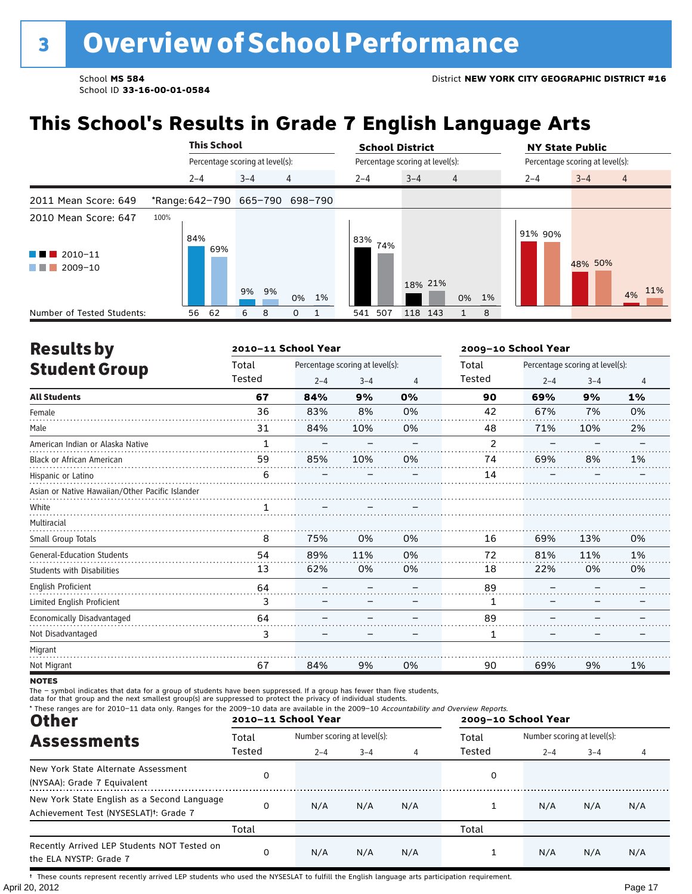# 3 Overview of School Performance

School **MS 584**
School ID **33-16-00-01-0584**

District **NEW YORK CITY GEOGRAPHIC DISTRICT #16**

## This School's Results in Grade 7 English Language Arts

| | This School | | | School District | | | NY State Public | | |
|---|---|---|---|---|---|---|---|---|---|
| | Percentage scoring at level(s): | | | Percentage scoring at level(s): | | | Percentage scoring at level(s): | | |
| | 2–4 | 3–4 | 4 | 2–4 | 3–4 | 4 | 2–4 | 3–4 | 4 |
| 2011 Mean Score: 649 | *Range: 642–790 | 665–790 | 698–790 | | | | | | |
| 2010 Mean Score: 647 | | | | | | | | | |
| 2010–11 | 84% | 9% | 0% | 83% | 18% | 0% | 91% | 48% | 4% |
| 2009–10 | 69% | 9% | 1% | 74% | 21% | 1% | 90% | 50% | 11% |
| Number of Tested Students: | 56 62 | 6 8 | 0 1 | 541 507 | 118 143 | 1 8 | | | |

## Results by Student Group

| | 2010–11 School Year | | | | 2009–10 School Year | | | |
|---|---|---|---|---|---|---|---|---|
| | Total Tested | Percentage scoring at level(s): 2–4 | 3–4 | 4 | Total Tested | Percentage scoring at level(s): 2–4 | 3–4 | 4 |
| **All Students** | **67** | **84%** | **9%** | **0%** | **90** | **69%** | **9%** | **1%** |
| Female | 36 | 83% | 8% | 0% | 42 | 67% | 7% | 0% |
| Male | 31 | 84% | 10% | 0% | 48 | 71% | 10% | 2% |
| American Indian or Alaska Native | 1 | – | – | – | 2 | – | – | – |
| Black or African American | 59 | 85% | 10% | 0% | 74 | 69% | 8% | 1% |
| Hispanic or Latino | 6 | – | – | – | 14 | – | – | – |
| Asian or Native Hawaiian/Other Pacific Islander | | | | | | | | |
| White | 1 | – | – | – | | | | |
| Multiracial | | | | | | | | |
| Small Group Totals | 8 | 75% | 0% | 0% | 16 | 69% | 13% | 0% |
| General-Education Students | 54 | 89% | 11% | 0% | 72 | 81% | 11% | 1% |
| Students with Disabilities | 13 | 62% | 0% | 0% | 18 | 22% | 0% | 0% |
| English Proficient | 64 | – | – | – | 89 | – | – | – |
| Limited English Proficient | 3 | – | – | – | 1 | – | – | – |
| Economically Disadvantaged | 64 | – | – | – | 89 | – | – | – |
| Not Disadvantaged | 3 | – | – | – | 1 | – | – | – |
| Migrant | | | | | | | | |
| Not Migrant | 67 | 84% | 9% | 0% | 90 | 69% | 9% | 1% |

**NOTES**

The – symbol indicates that data for a group of students have been suppressed. If a group has fewer than five students, data for that group and the next smallest group(s) are suppressed to protect the privacy of individual students.

\* These ranges are for 2010–11 data only. Ranges for the 2009–10 data are available in the 2009–10 *Accountability and Overview Reports.*

## Other Assessments

| | 2010–11 School Year | | | | 2009–10 School Year | | | |
|---|---|---|---|---|---|---|---|---|
| | Total Tested | Number scoring at level(s): 2–4 | 3–4 | 4 | Total Tested | Number scoring at level(s): 2–4 | 3–4 | 4 |
| New York State Alternate Assessment (NYSAA): Grade 7 Equivalent | 0 | | | | 0 | | | |
| New York State English as a Second Language Achievement Test (NYSESLAT)†: Grade 7 | 0 | N/A | N/A | N/A | 1 | N/A | N/A | N/A |
| | Total | | | | Total | | | |
| Recently Arrived LEP Students NOT Tested on the ELA NYSTP: Grade 7 | 0 | N/A | N/A | N/A | 1 | N/A | N/A | N/A |

† These counts represent recently arrived LEP students who used the NYSESLAT to fulfill the English language arts participation requirement.

April 20, 2012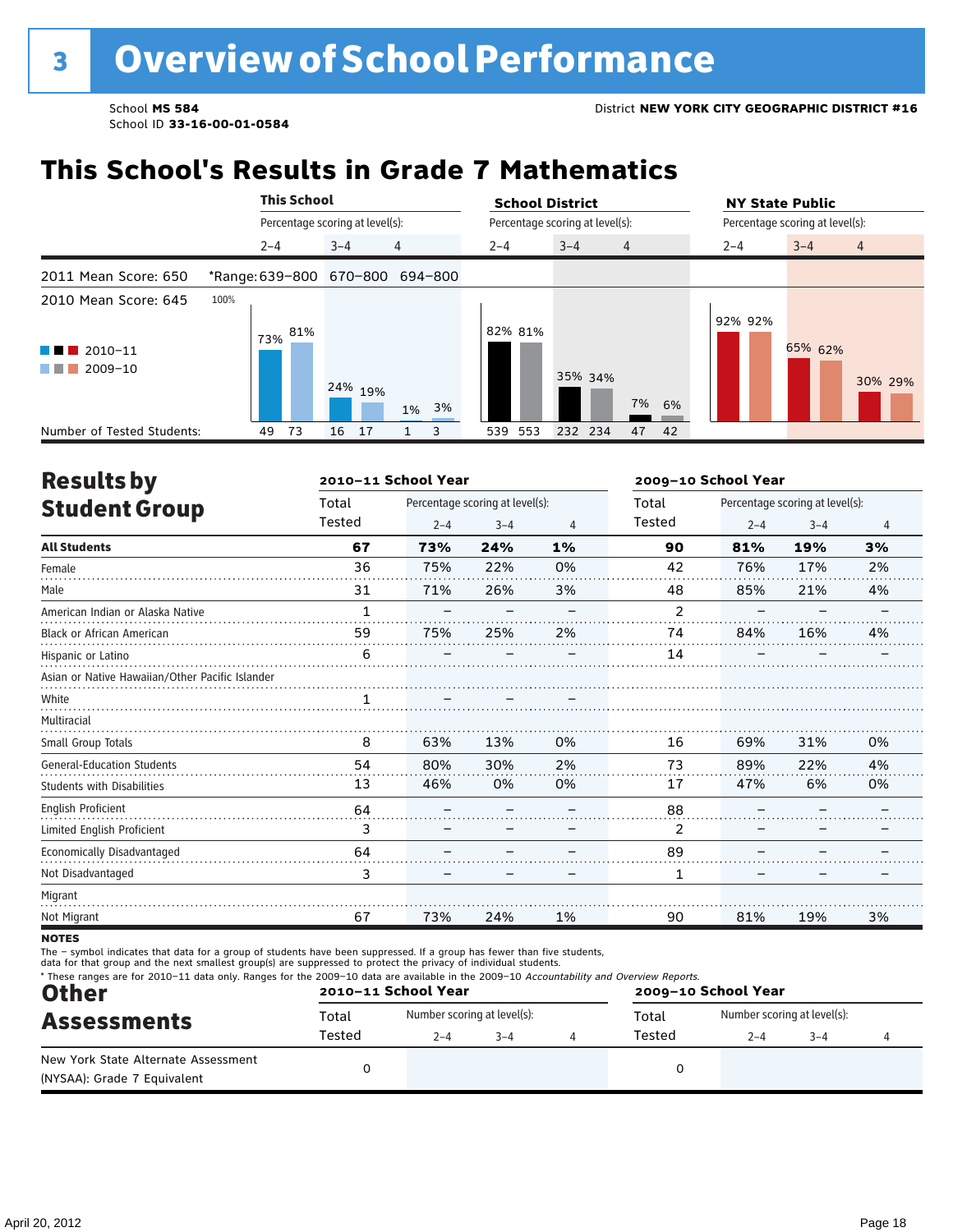# 3 Overview of School Performance

School **MS 584**
School ID **33-16-00-01-0584**

District **NEW YORK CITY GEOGRAPHIC DISTRICT #16**

## This School's Results in Grade 7 Mathematics

| | This School 2–4 | This School 3–4 | This School 4 | School District 2–4 | School District 3–4 | School District 4 | NY State Public 2–4 | NY State Public 3–4 | NY State Public 4 |
|---|---|---|---|---|---|---|---|---|---|
| 2011 Mean Score: 650 | *Range: 639–800 | 670–800 | 694–800 | | | | | | |
| 2010 Mean Score: 645 | | | | | | | | | |
| 2010–11 | 73% | 24% | 1% | 82% | 35% | 7% | 92% | 65% | 30% |
| 2009–10 | 81% | 19% | 3% | 81% | 34% | 6% | 92% | 62% | 29% |
| Number of Tested Students: 2010–11 | 49 | 16 | 1 | 539 | 232 | 47 | | | |
| Number of Tested Students: 2009–10 | 73 | 17 | 3 | 553 | 234 | 42 | | | |

## Results by Student Group

| | 2010–11 Total Tested | 2010–11 2–4 | 2010–11 3–4 | 2010–11 4 | 2009–10 Total Tested | 2009–10 2–4 | 2009–10 3–4 | 2009–10 4 |
|---|---|---|---|---|---|---|---|---|
| **All Students** | **67** | **73%** | **24%** | **1%** | **90** | **81%** | **19%** | **3%** |
| Female | 36 | 75% | 22% | 0% | 42 | 76% | 17% | 2% |
| Male | 31 | 71% | 26% | 3% | 48 | 85% | 21% | 4% |
| American Indian or Alaska Native | 1 | – | – | – | 2 | – | – | – |
| Black or African American | 59 | 75% | 25% | 2% | 74 | 84% | 16% | 4% |
| Hispanic or Latino | 6 | – | – | – | 14 | – | – | – |
| Asian or Native Hawaiian/Other Pacific Islander | | | | | | | | |
| White | 1 | – | – | – | | | | |
| Multiracial | | | | | | | | |
| Small Group Totals | 8 | 63% | 13% | 0% | 16 | 69% | 31% | 0% |
| General-Education Students | 54 | 80% | 30% | 2% | 73 | 89% | 22% | 4% |
| Students with Disabilities | 13 | 46% | 0% | 0% | 17 | 47% | 6% | 0% |
| English Proficient | 64 | – | – | – | 88 | – | – | – |
| Limited English Proficient | 3 | – | – | – | 2 | – | – | – |
| Economically Disadvantaged | 64 | – | – | – | 89 | – | – | – |
| Not Disadvantaged | 3 | – | – | – | 1 | – | – | – |
| Migrant | | | | | | | | |
| Not Migrant | 67 | 73% | 24% | 1% | 90 | 81% | 19% | 3% |

**NOTES**

The – symbol indicates that data for a group of students have been suppressed. If a group has fewer than five students, data for that group and the next smallest group(s) are suppressed to protect the privacy of individual students.

\* These ranges are for 2010–11 data only. Ranges for the 2009–10 data are available in the 2009–10 *Accountability and Overview Reports.*

## Other Assessments

| | 2010–11 Total Tested | 2010–11 2–4 | 2010–11 3–4 | 2010–11 4 | 2009–10 Total Tested | 2009–10 2–4 | 2009–10 3–4 | 2009–10 4 |
|---|---|---|---|---|---|---|---|---|
| New York State Alternate Assessment (NYSAA): Grade 7 Equivalent | 0 | | | | 0 | | | |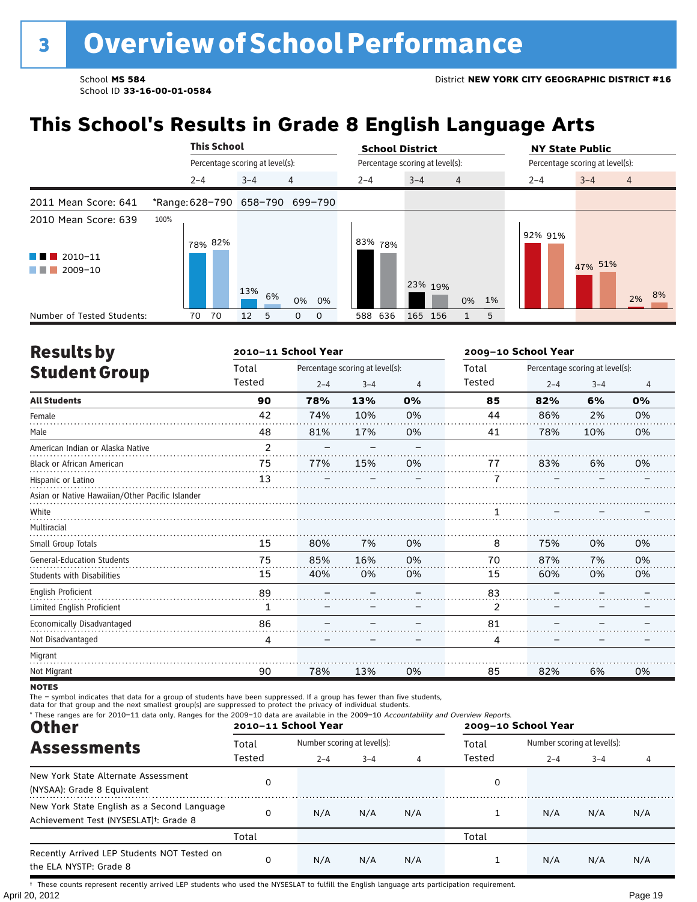# 3 Overview of School Performance

School **MS 584**
School ID **33-16-00-01-0584**

District **NEW YORK CITY GEOGRAPHIC DISTRICT #16**

## This School's Results in Grade 8 English Language Arts

| | This School | | | School District | | | NY State Public | | |
|---|---|---|---|---|---|---|---|---|---|
| | Percentage scoring at level(s): | | | Percentage scoring at level(s): | | | Percentage scoring at level(s): | | |
| | 2–4 | 3–4 | 4 | 2–4 | 3–4 | 4 | 2–4 | 3–4 | 4 |
| 2011 Mean Score: 641 — *Range: | 628–790 | 658–790 | 699–790 | | | | | | |
| 2010 Mean Score: 639 | | | | | | | | | |
| 2010–11 | 78% | 13% | 0% | 83% | 23% | 0% | 92% | 47% | 2% |
| 2009–10 | 82% | 6% | 0% | 78% | 19% | 1% | 91% | 51% | 8% |
| Number of Tested Students (2010–11) | 70 | 12 | 0 | 588 | 165 | 1 | | | |
| Number of Tested Students (2009–10) | 70 | 5 | 0 | 636 | 156 | 5 | | | |

## Results by Student Group

| | 2010–11 School Year | | | | 2009–10 School Year | | | |
|---|---|---|---|---|---|---|---|---|
| | Total Tested | Percentage scoring at level(s): 2–4 | 3–4 | 4 | Total Tested | Percentage scoring at level(s): 2–4 | 3–4 | 4 |
| **All Students** | **90** | **78%** | **13%** | **0%** | **85** | **82%** | **6%** | **0%** |
| Female | 42 | 74% | 10% | 0% | 44 | 86% | 2% | 0% |
| Male | 48 | 81% | 17% | 0% | 41 | 78% | 10% | 0% |
| American Indian or Alaska Native | 2 | – | – | – | | | | |
| Black or African American | 75 | 77% | 15% | 0% | 77 | 83% | 6% | 0% |
| Hispanic or Latino | 13 | – | – | – | 7 | – | – | – |
| Asian or Native Hawaiian/Other Pacific Islander | | | | | | | | |
| White | | | | | 1 | – | – | – |
| Multiracial | | | | | | | | |
| Small Group Totals | 15 | 80% | 7% | 0% | 8 | 75% | 0% | 0% |
| General-Education Students | 75 | 85% | 16% | 0% | 70 | 87% | 7% | 0% |
| Students with Disabilities | 15 | 40% | 0% | 0% | 15 | 60% | 0% | 0% |
| English Proficient | 89 | – | – | – | 83 | – | – | – |
| Limited English Proficient | 1 | – | – | – | 2 | – | – | – |
| Economically Disadvantaged | 86 | – | – | – | 81 | – | – | – |
| Not Disadvantaged | 4 | – | – | – | 4 | – | – | – |
| Migrant | | | | | | | | |
| Not Migrant | 90 | 78% | 13% | 0% | 85 | 82% | 6% | 0% |

**NOTES**

The – symbol indicates that data for a group of students have been suppressed. If a group has fewer than five students, data for that group and the next smallest group(s) are suppressed to protect the privacy of individual students.

* These ranges are for 2010–11 data only. Ranges for the 2009–10 data are available in the 2009–10 *Accountability and Overview Reports.*

## Other Assessments

| | 2010–11 School Year | | | | 2009–10 School Year | | | |
|---|---|---|---|---|---|---|---|---|
| | Total Tested | Number scoring at level(s): 2–4 | 3–4 | 4 | Total Tested | Number scoring at level(s): 2–4 | 3–4 | 4 |
| New York State Alternate Assessment (NYSAA): Grade 8 Equivalent | 0 | | | | 0 | | | |
| New York State English as a Second Language Achievement Test (NYSESLAT)†: Grade 8 | 0 | N/A | N/A | N/A | 1 | N/A | N/A | N/A |
| | Total | | | | Total | | | |
| Recently Arrived LEP Students NOT Tested on the ELA NYSTP: Grade 8 | 0 | N/A | N/A | N/A | 1 | N/A | N/A | N/A |

† These counts represent recently arrived LEP students who used the NYSESLAT to fulfill the English language arts participation requirement.

April 20, 2012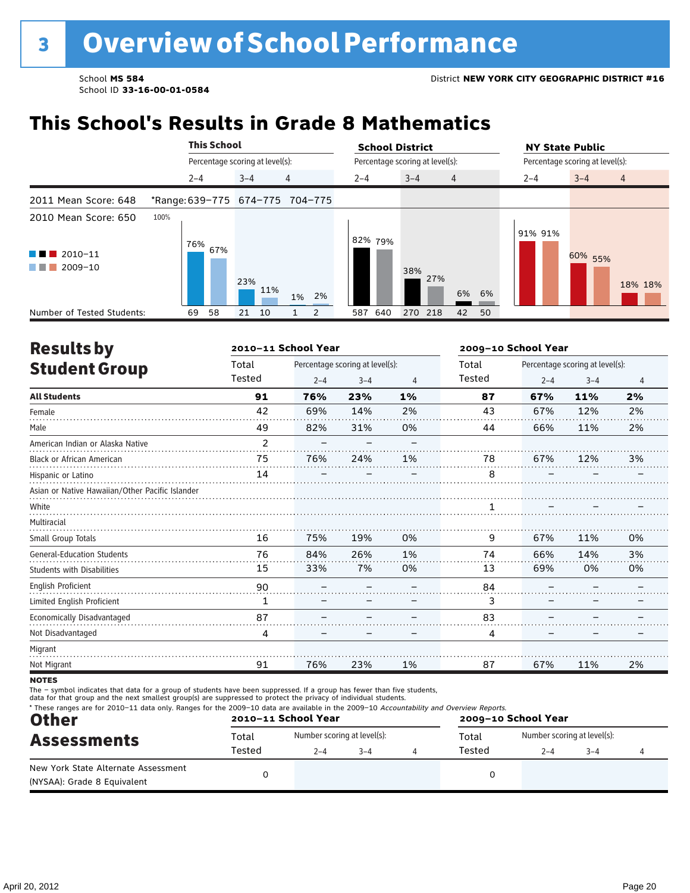# 3 Overview of School Performance

School **MS 584**
School ID **33-16-00-01-0584**

District **NEW YORK CITY GEOGRAPHIC DISTRICT #16**

## This School's Results in Grade 8 Mathematics

| | This School | | | School District | | | NY State Public | | |
|---|---|---|---|---|---|---|---|---|---|
| | Percentage scoring at level(s): | | | Percentage scoring at level(s): | | | Percentage scoring at level(s): | | |
| | 2–4 | 3–4 | 4 | 2–4 | 3–4 | 4 | 2–4 | 3–4 | 4 |
| 2011 Mean Score: 648 | *Range: 639–775 | 674–775 | 704–775 | | | | | | |
| 2010 Mean Score: 650 | | | | | | | | | |
| 2010–11 | 76% | 23% | 1% | 82% | 38% | 6% | 91% | 60% | 18% |
| 2009–10 | 67% | 11% | 2% | 79% | 27% | 6% | 91% | 55% | 18% |
| Number of Tested Students: 2010–11 | 69 | 21 | 1 | 587 | 270 | 42 | | | |
| Number of Tested Students: 2009–10 | 58 | 10 | 2 | 640 | 218 | 50 | | | |

## Results by Student Group

| | 2010–11 School Year | | | | 2009–10 School Year | | | |
|---|---|---|---|---|---|---|---|---|
| | Total Tested | Percentage scoring at level(s): 2–4 | 3–4 | 4 | Total Tested | Percentage scoring at level(s): 2–4 | 3–4 | 4 |
| **All Students** | **91** | **76%** | **23%** | **1%** | **87** | **67%** | **11%** | **2%** |
| Female | 42 | 69% | 14% | 2% | 43 | 67% | 12% | 2% |
| Male | 49 | 82% | 31% | 0% | 44 | 66% | 11% | 2% |
| American Indian or Alaska Native | 2 | – | – | – | | | | |
| Black or African American | 75 | 76% | 24% | 1% | 78 | 67% | 12% | 3% |
| Hispanic or Latino | 14 | – | – | – | 8 | – | – | – |
| Asian or Native Hawaiian/Other Pacific Islander | | | | | | | | |
| White | | | | | 1 | – | – | – |
| Multiracial | | | | | | | | |
| Small Group Totals | 16 | 75% | 19% | 0% | 9 | 67% | 11% | 0% |
| General-Education Students | 76 | 84% | 26% | 1% | 74 | 66% | 14% | 3% |
| Students with Disabilities | 15 | 33% | 7% | 0% | 13 | 69% | 0% | 0% |
| English Proficient | 90 | – | – | – | 84 | – | – | – |
| Limited English Proficient | 1 | – | – | – | 3 | – | – | – |
| Economically Disadvantaged | 87 | – | – | – | 83 | – | – | – |
| Not Disadvantaged | 4 | – | – | – | 4 | – | – | – |
| Migrant | | | | | | | | |
| Not Migrant | 91 | 76% | 23% | 1% | 87 | 67% | 11% | 2% |

**NOTES**

The – symbol indicates that data for a group of students have been suppressed. If a group has fewer than five students, data for that group and the next smallest group(s) are suppressed to protect the privacy of individual students.

* These ranges are for 2010–11 data only. Ranges for the 2009–10 data are available in the 2009–10 *Accountability and Overview Reports.*

## Other Assessments

| | 2010–11 School Year | | | | 2009–10 School Year | | | |
|---|---|---|---|---|---|---|---|---|
| | Total Tested | Number scoring at level(s): 2–4 | 3–4 | 4 | Total Tested | Number scoring at level(s): 2–4 | 3–4 | 4 |
| New York State Alternate Assessment (NYSAA): Grade 8 Equivalent | 0 | | | | 0 | | | |

April 20, 2012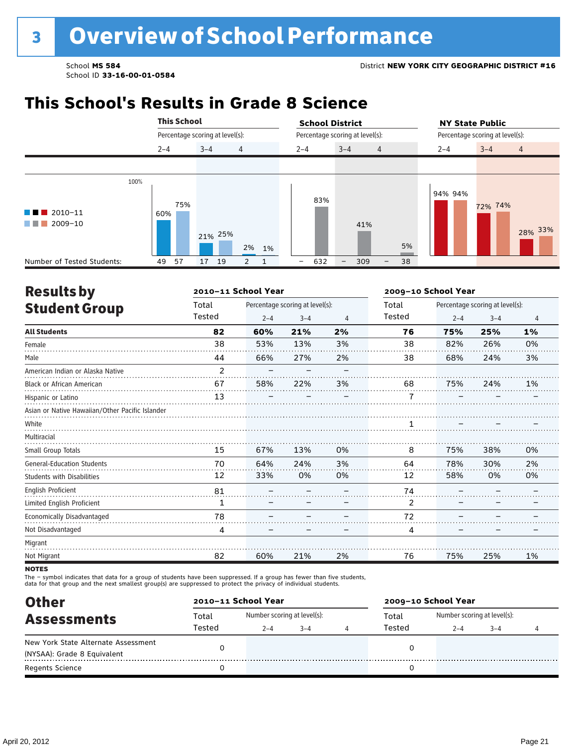# 3 Overview of School Performance

School **MS 584**
School ID **33-16-00-01-0584**

District **NEW YORK CITY GEOGRAPHIC DISTRICT #16**

## This School's Results in Grade 8 Science

**This School**
Percentage scoring at level(s):
2–4 3–4 4

**School District**
Percentage scoring at level(s):
2–4 3–4 4

**NY State Public**
Percentage scoring at level(s):
2–4 3–4 4

100%

2010–11
2009–10

This School: 60% 75% 21% 25% 2% 1%

School District: 83% 41% 5%

NY State Public: 94% 94% 72% 74% 28% 33%

Number of Tested Students: 49 57 17 19 2 1 – 632 – 309 – 38

## Results by Student Group

| | 2010–11 School Year | | | | 2009–10 School Year | | | |
|---|---|---|---|---|---|---|---|---|
| | Total Tested | Percentage scoring at level(s): | | | Total Tested | Percentage scoring at level(s): | | |
| | | 2–4 | 3–4 | 4 | | 2–4 | 3–4 | 4 |
| **All Students** | **82** | **60%** | **21%** | **2%** | **76** | **75%** | **25%** | **1%** |
| Female | 38 | 53% | 13% | 3% | 38 | 82% | 26% | 0% |
| Male | 44 | 66% | 27% | 2% | 38 | 68% | 24% | 3% |
| American Indian or Alaska Native | 2 | – | – | – | | | | |
| Black or African American | 67 | 58% | 22% | 3% | 68 | 75% | 24% | 1% |
| Hispanic or Latino | 13 | – | – | – | 7 | – | – | – |
| Asian or Native Hawaiian/Other Pacific Islander | | | | | | | | |
| White | | | | | 1 | – | – | – |
| Multiracial | | | | | | | | |
| Small Group Totals | 15 | 67% | 13% | 0% | 8 | 75% | 38% | 0% |
| General-Education Students | 70 | 64% | 24% | 3% | 64 | 78% | 30% | 2% |
| Students with Disabilities | 12 | 33% | 0% | 0% | 12 | 58% | 0% | 0% |
| English Proficient | 81 | – | – | – | 74 | – | – | – |
| Limited English Proficient | 1 | – | – | – | 2 | – | – | – |
| Economically Disadvantaged | 78 | – | – | – | 72 | – | – | – |
| Not Disadvantaged | 4 | – | – | – | 4 | – | – | – |
| Migrant | | | | | | | | |
| Not Migrant | 82 | 60% | 21% | 2% | 76 | 75% | 25% | 1% |

**NOTES**
The – symbol indicates that data for a group of students have been suppressed. If a group has fewer than five students, data for that group and the next smallest group(s) are suppressed to protect the privacy of individual students.

## Other Assessments

| | 2010–11 School Year | | | | 2009–10 School Year | | | |
|---|---|---|---|---|---|---|---|---|
| | Total Tested | Number scoring at level(s): | | | Total Tested | Number scoring at level(s): | | |
| | | 2–4 | 3–4 | 4 | | 2–4 | 3–4 | 4 |
| New York State Alternate Assessment (NYSAA): Grade 8 Equivalent | 0 | | | | 0 | | | |
| Regents Science | 0 | | | | 0 | | | |

April 20, 2012